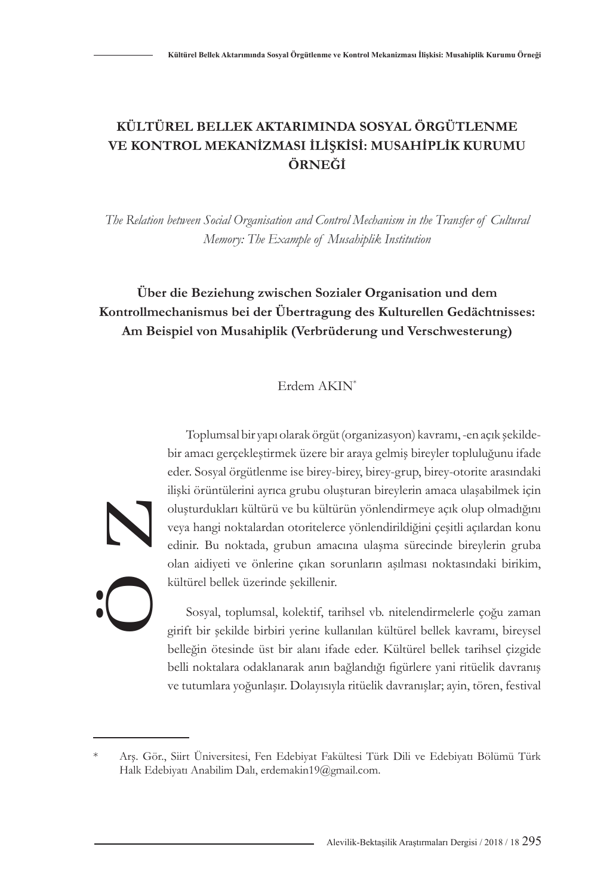# KÜLTÜREL BELLEK AKTARIMINDA SOSYAL ÖRGÜTLENME VE KONTROL MEKANİZMASI İLİŞKİSİ: MUSAHİPLİK KURUMU ÖRNEĞİ

*The Relation between Social Organisation and Control Mechanism in the Transfer of Cultural Memory: The Example of Musahiplik Institution*

**Über die Beziehung zwischen Sozialer Organisation und dem Kontrollmechanismus bei der Übertragung des Kulturellen Gedächtnisses: Am Beispiel von Musahiplik (Verbrüderung und Verschwesterung)**

Erdem AKIN*

## ÖZ

Toplumsal bir yapı olarak örgüt (organizasyon) kavramı, -en açık şekilde- bir amacı gerçekleştirmek üzere bir araya gelmiş bireyler topluluğunu ifade eder. Sosyal örgütlenme ise birey-birey, birey-grup, birey-otorite arasındaki ilişki örüntülerini ayrıca grubu oluşturan bireylerin amaca ulaşabilmek için oluşturdukları kültürü ve bu kültürün yönlendirmeye açık olup olmadığını veya hangi noktalardan otoritelerce yönlendirildiğini çeşitli açılardan konu edinir. Bu noktada, grubun amacına ulaşma sürecinde bireylerin gruba olan aidiyeti ve önlerine çıkan sorunların aşılması noktasındaki birikim, kültürel bellek üzerinde şekillenir.

Sosyal, toplumsal, kolektif, tarihsel vb. nitelendirmelerle çoğu zaman girift bir şekilde birbiri yerine kullanılan kültürel bellek kavramı, bireysel belleğin ötesinde üst bir alanı ifade eder. Kültürel bellek tarihsel çizgide belli noktalara odaklanarak anın bağlandığı figürlere yani ritüelik davranış ve tutumlara yoğunlaşır. Dolayısıyla ritüelik davranışlar; ayin, tören, festival

---

\* Arş. Gör., Siirt Üniversitesi, Fen Edebiyat Fakültesi Türk Dili ve Edebiyatı Bölümü Türk Halk Edebiyatı Anabilim Dalı, erdemakin19@gmail.com.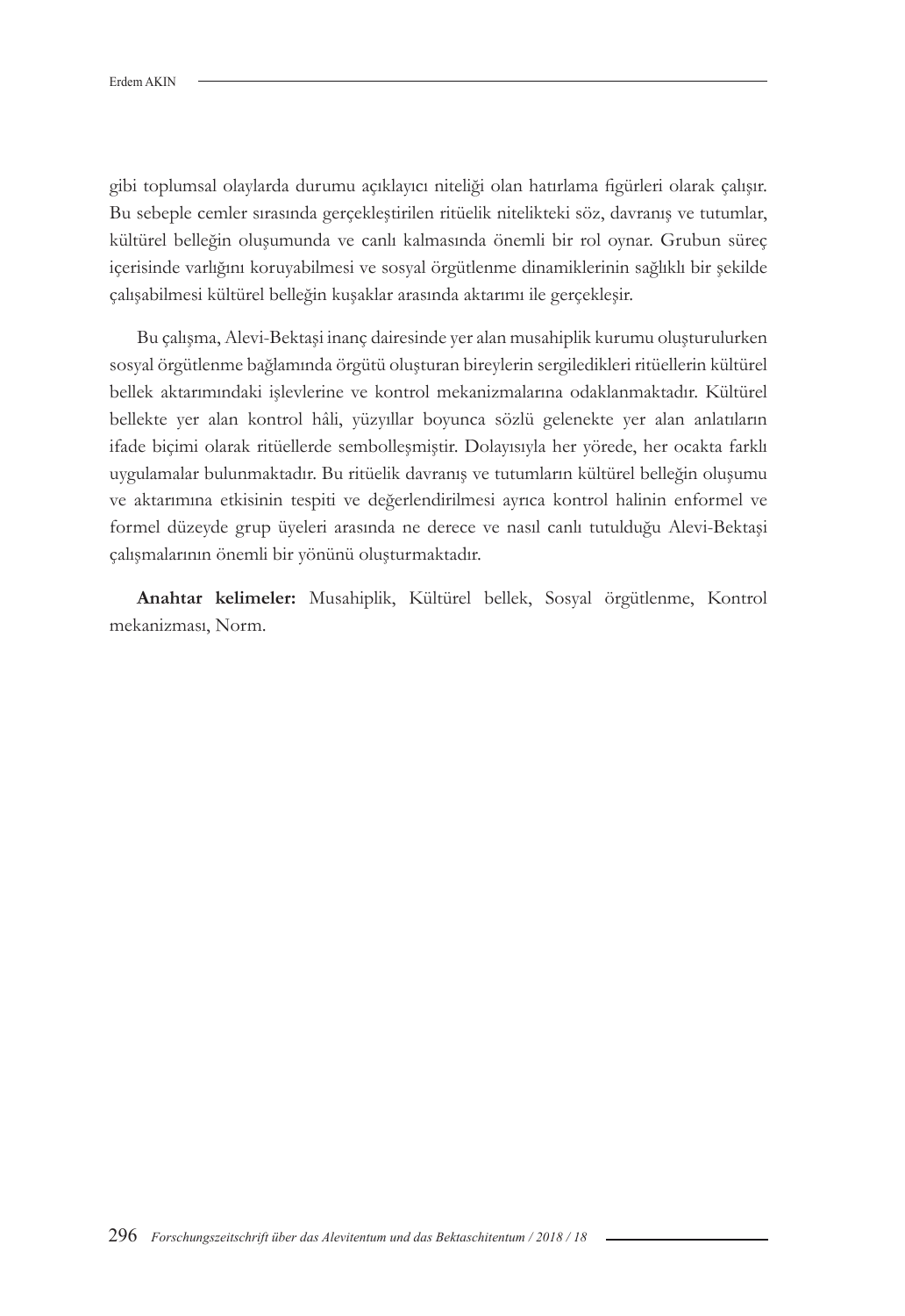gibi toplumsal olaylarda durumu açıklayıcı niteliği olan hatırlama figürleri olarak çalışır. Bu sebeple cemler sırasında gerçekleştirilen ritüelik nitelikteki söz, davranış ve tutumlar, kültürel belleğin oluşumunda ve canlı kalmasında önemli bir rol oynar. Grubun süreç içerisinde varlığını koruyabilmesi ve sosyal örgütlenme dinamiklerinin sağlıklı bir şekilde çalışabilmesi kültürel belleğin kuşaklar arasında aktarımı ile gerçekleşir.

Bu çalışma, Alevi-Bektaşi inanç dairesinde yer alan musahiplik kurumu oluşturulurken sosyal örgütlenme bağlamında örgütü oluşturan bireylerin sergiledikleri ritüellerin kültürel bellek aktarımındaki işlevlerine ve kontrol mekanizmalarına odaklanmaktadır. Kültürel bellekte yer alan kontrol hâli, yüzyıllar boyunca sözlü gelenekte yer alan anlatıların ifade biçimi olarak ritüellerde sembolleşmiştir. Dolayısıyla her yörede, her ocakta farklı uygulamalar bulunmaktadır. Bu ritüelik davranış ve tutumların kültürel belleğin oluşumu ve aktarımına etkisinin tespiti ve değerlendirilmesi ayrıca kontrol halinin enformel ve formel düzeyde grup üyeleri arasında ne derece ve nasıl canlı tutulduğu Alevi-Bektaşi çalışmalarının önemli bir yönünü oluşturmaktadır.

**Anahtar kelimeler:** Musahiplik, Kültürel bellek, Sosyal örgütlenme, Kontrol mekanizması, Norm.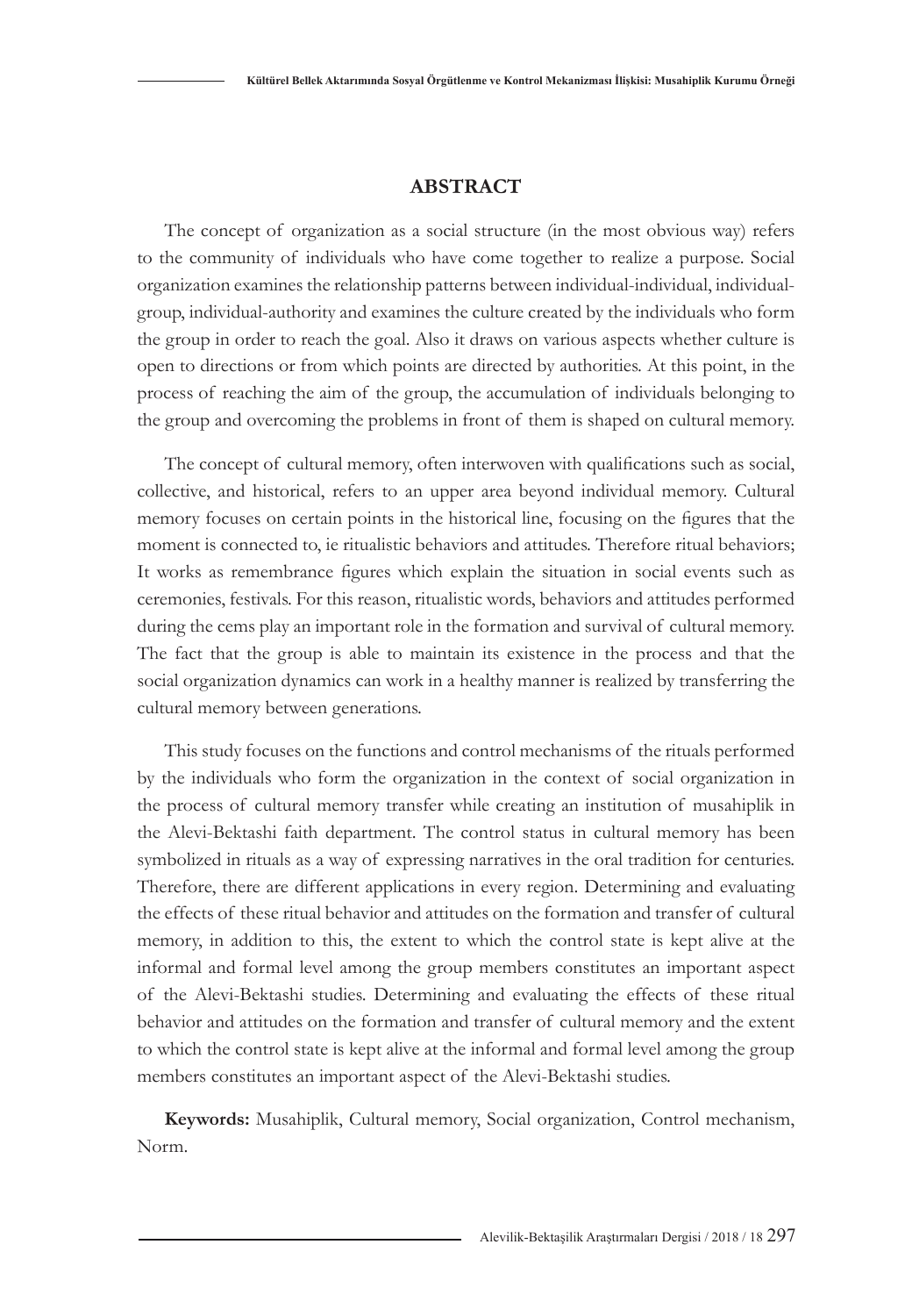## ABSTRACT

The concept of organization as a social structure (in the most obvious way) refers to the community of individuals who have come together to realize a purpose. Social organization examines the relationship patterns between individual-individual, individual-group, individual-authority and examines the culture created by the individuals who form the group in order to reach the goal. Also it draws on various aspects whether culture is open to directions or from which points are directed by authorities. At this point, in the process of reaching the aim of the group, the accumulation of individuals belonging to the group and overcoming the problems in front of them is shaped on cultural memory.

The concept of cultural memory, often interwoven with qualifications such as social, collective, and historical, refers to an upper area beyond individual memory. Cultural memory focuses on certain points in the historical line, focusing on the figures that the moment is connected to, ie ritualistic behaviors and attitudes. Therefore ritual behaviors; It works as remembrance figures which explain the situation in social events such as ceremonies, festivals. For this reason, ritualistic words, behaviors and attitudes performed during the cems play an important role in the formation and survival of cultural memory. The fact that the group is able to maintain its existence in the process and that the social organization dynamics can work in a healthy manner is realized by transferring the cultural memory between generations.

This study focuses on the functions and control mechanisms of the rituals performed by the individuals who form the organization in the context of social organization in the process of cultural memory transfer while creating an institution of musahiplik in the Alevi-Bektashi faith department. The control status in cultural memory has been symbolized in rituals as a way of expressing narratives in the oral tradition for centuries. Therefore, there are different applications in every region. Determining and evaluating the effects of these ritual behavior and attitudes on the formation and transfer of cultural memory, in addition to this, the extent to which the control state is kept alive at the informal and formal level among the group members constitutes an important aspect of the Alevi-Bektashi studies. Determining and evaluating the effects of these ritual behavior and attitudes on the formation and transfer of cultural memory and the extent to which the control state is kept alive at the informal and formal level among the group members constitutes an important aspect of the Alevi-Bektashi studies.

**Keywords:** Musahiplik, Cultural memory, Social organization, Control mechanism, Norm.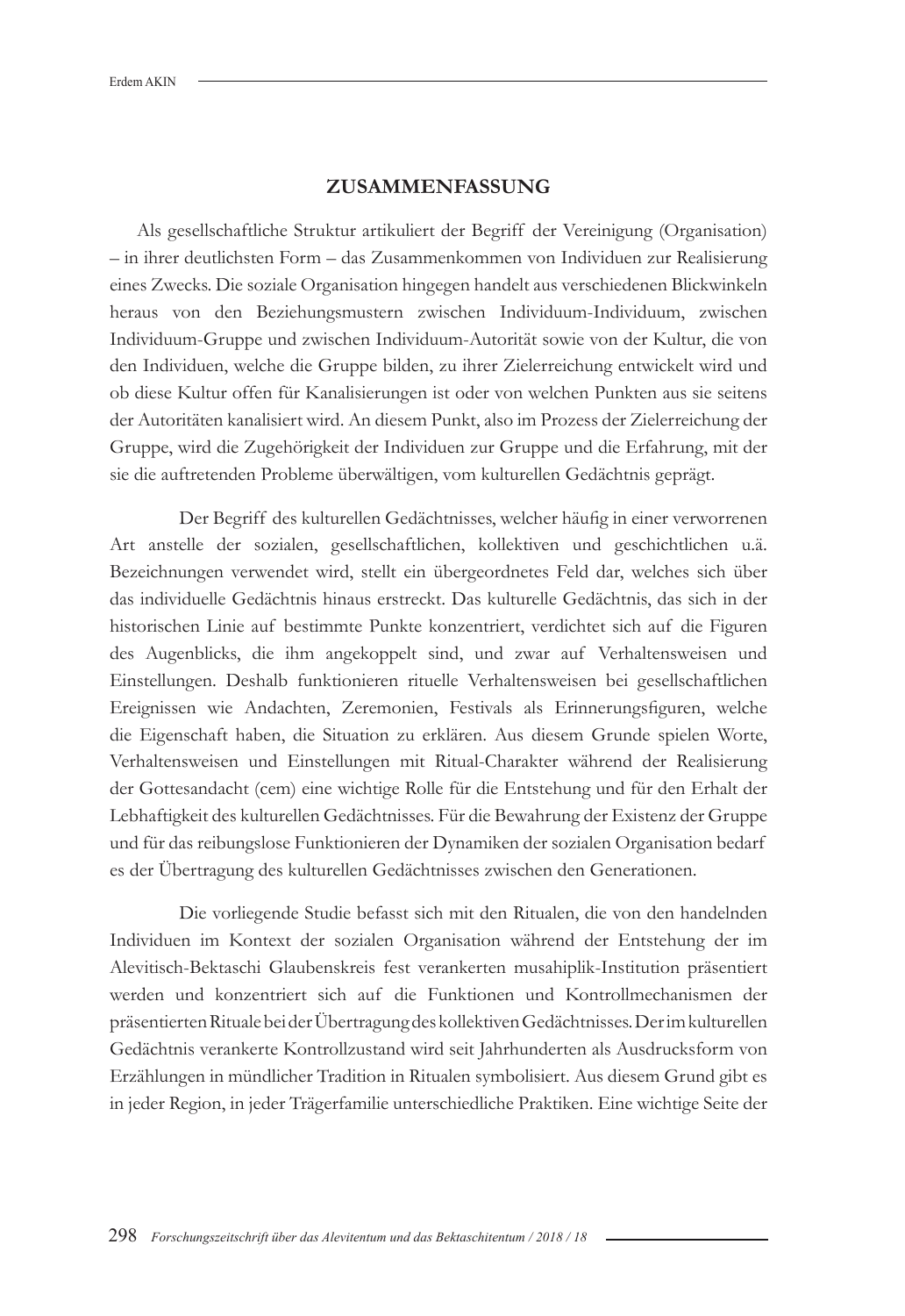## ZUSAMMENFASSUNG

Als gesellschaftliche Struktur artikuliert der Begriff der Vereinigung (Organisation) – in ihrer deutlichsten Form – das Zusammenkommen von Individuen zur Realisierung eines Zwecks. Die soziale Organisation hingegen handelt aus verschiedenen Blickwinkeln heraus von den Beziehungsmustern zwischen Individuum-Individuum, zwischen Individuum-Gruppe und zwischen Individuum-Autorität sowie von der Kultur, die von den Individuen, welche die Gruppe bilden, zu ihrer Zielerreichung entwickelt wird und ob diese Kultur offen für Kanalisierungen ist oder von welchen Punkten aus sie seitens der Autoritäten kanalisiert wird. An diesem Punkt, also im Prozess der Zielerreichung der Gruppe, wird die Zugehörigkeit der Individuen zur Gruppe und die Erfahrung, mit der sie die auftretenden Probleme überwältigen, vom kulturellen Gedächtnis geprägt.

Der Begriff des kulturellen Gedächtnisses, welcher häufig in einer verworrenen Art anstelle der sozialen, gesellschaftlichen, kollektiven und geschichtlichen u.ä. Bezeichnungen verwendet wird, stellt ein übergeordnetes Feld dar, welches sich über das individuelle Gedächtnis hinaus erstreckt. Das kulturelle Gedächtnis, das sich in der historischen Linie auf bestimmte Punkte konzentriert, verdichtet sich auf die Figuren des Augenblicks, die ihm angekoppelt sind, und zwar auf Verhaltensweisen und Einstellungen. Deshalb funktionieren rituelle Verhaltensweisen bei gesellschaftlichen Ereignissen wie Andachten, Zeremonien, Festivals als Erinnerungsfiguren, welche die Eigenschaft haben, die Situation zu erklären. Aus diesem Grunde spielen Worte, Verhaltensweisen und Einstellungen mit Ritual-Charakter während der Realisierung der Gottesandacht (cem) eine wichtige Rolle für die Entstehung und für den Erhalt der Lebhaftigkeit des kulturellen Gedächtnisses. Für die Bewahrung der Existenz der Gruppe und für das reibungslose Funktionieren der Dynamiken der sozialen Organisation bedarf es der Übertragung des kulturellen Gedächtnisses zwischen den Generationen.

Die vorliegende Studie befasst sich mit den Ritualen, die von den handelnden Individuen im Kontext der sozialen Organisation während der Entstehung der im Alevitisch-Bektaschi Glaubenskreis fest verankerten musahiplik-Institution präsentiert werden und konzentriert sich auf die Funktionen und Kontrollmechanismen der präsentierten Rituale bei der Übertragung des kollektiven Gedächtnisses. Der im kulturellen Gedächtnis verankerte Kontrollzustand wird seit Jahrhunderten als Ausdrucksform von Erzählungen in mündlicher Tradition in Ritualen symbolisiert. Aus diesem Grund gibt es in jeder Region, in jeder Trägerfamilie unterschiedliche Praktiken. Eine wichtige Seite der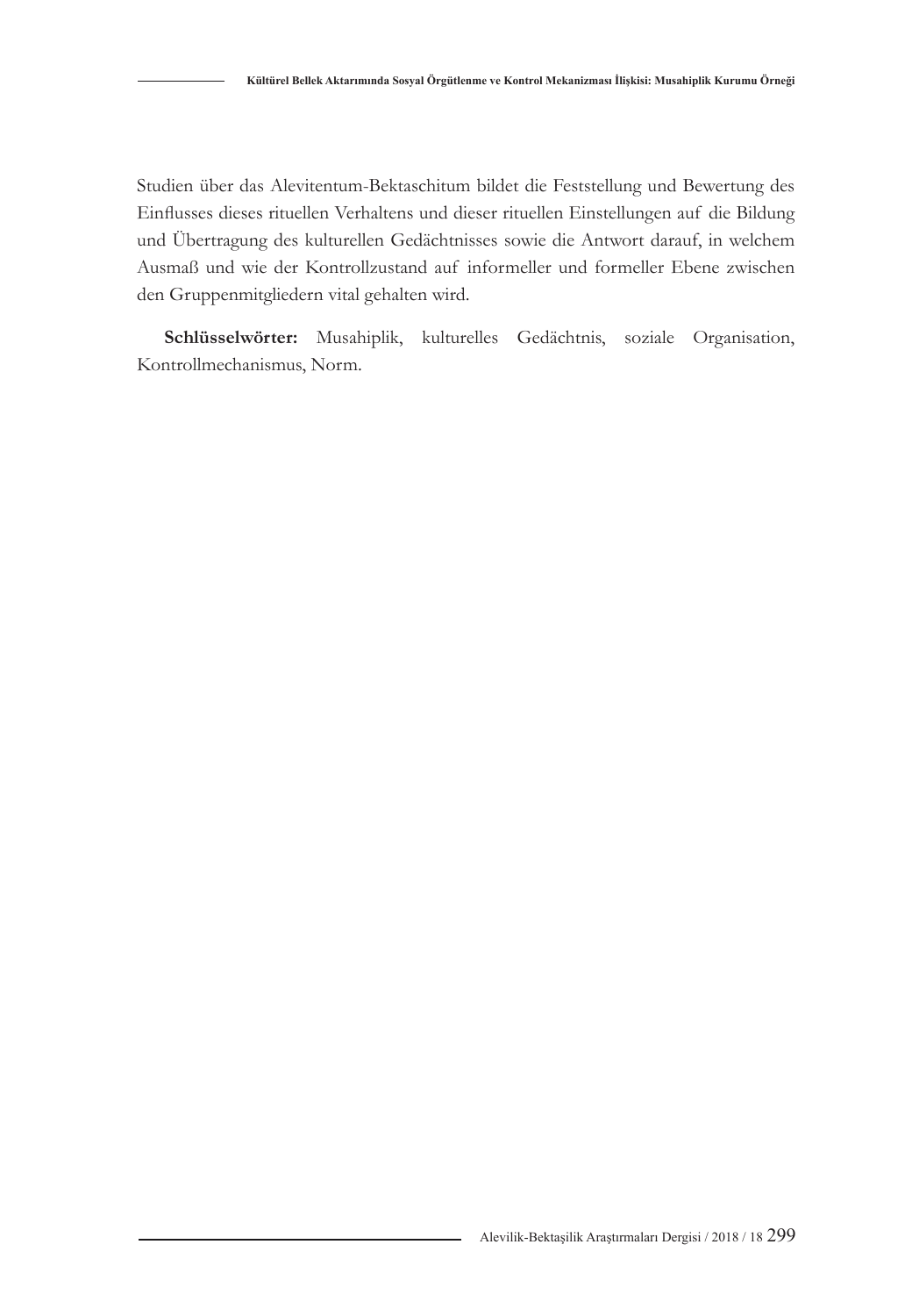Studien über das Alevitentum-Bektaschitum bildet die Feststellung und Bewertung des Einflusses dieses rituellen Verhaltens und dieser rituellen Einstellungen auf die Bildung und Übertragung des kulturellen Gedächtnisses sowie die Antwort darauf, in welchem Ausmaß und wie der Kontrollzustand auf informeller und formeller Ebene zwischen den Gruppenmitgliedern vital gehalten wird.

**Schlüsselwörter:** Musahiplik, kulturelles Gedächtnis, soziale Organisation, Kontrollmechanismus, Norm.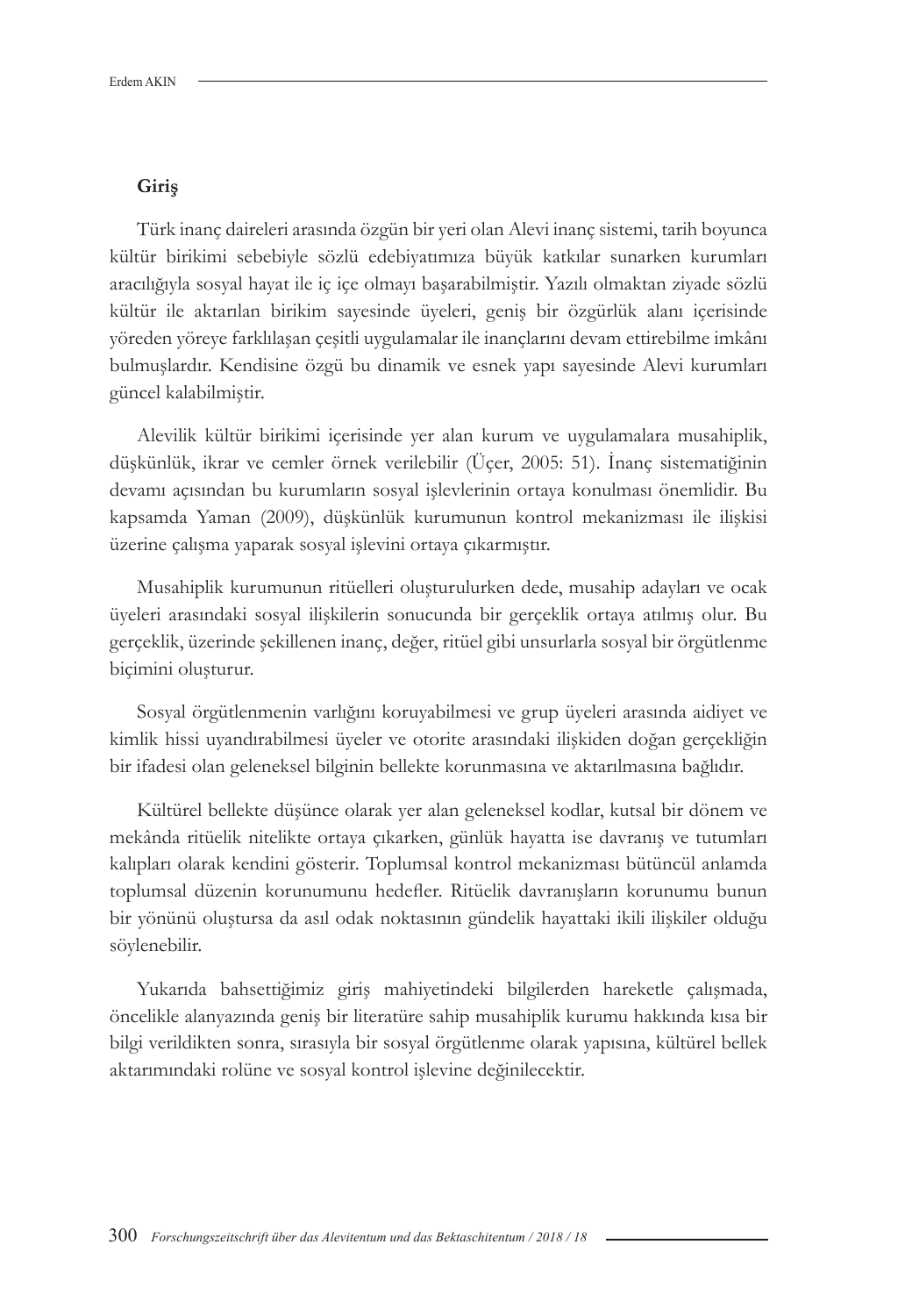## Giriş

Türk inanç daireleri arasında özgün bir yeri olan Alevi inanç sistemi, tarih boyunca kültür birikimi sebebiyle sözlü edebiyatımıza büyük katkılar sunarken kurumları aracılığıyla sosyal hayat ile iç içe olmayı başarabilmiştir. Yazılı olmaktan ziyade sözlü kültür ile aktarılan birikim sayesinde üyeleri, geniş bir özgürlük alanı içerisinde yöreden yöreye farklılaşan çeşitli uygulamalar ile inançlarını devam ettirebilme imkânı bulmuşlardır. Kendisine özgü bu dinamik ve esnek yapı sayesinde Alevi kurumları güncel kalabilmiştir.

Alevilik kültür birikimi içerisinde yer alan kurum ve uygulamalara musahiplik, düşkünlük, ikrar ve cemler örnek verilebilir (Üçer, 2005: 51). İnanç sistematiğinin devamı açısından bu kurumların sosyal işlevlerinin ortaya konulması önemlidir. Bu kapsamda Yaman (2009), düşkünlük kurumunun kontrol mekanizması ile ilişkisi üzerine çalışma yaparak sosyal işlevini ortaya çıkarmıştır.

Musahiplik kurumunun ritüelleri oluşturulurken dede, musahip adayları ve ocak üyeleri arasındaki sosyal ilişkilerin sonucunda bir gerçeklik ortaya atılmış olur. Bu gerçeklik, üzerinde şekillenen inanç, değer, ritüel gibi unsurlarla sosyal bir örgütlenme biçimini oluşturur.

Sosyal örgütlenmenin varlığını koruyabilmesi ve grup üyeleri arasında aidiyet ve kimlik hissi uyandırabilmesi üyeler ve otorite arasındaki ilişkiden doğan gerçekliğin bir ifadesi olan geleneksel bilginin bellekte korunmasına ve aktarılmasına bağlıdır.

Kültürel bellekte düşünce olarak yer alan geleneksel kodlar, kutsal bir dönem ve mekânda ritüelik nitelikte ortaya çıkarken, günlük hayatta ise davranış ve tutumları kalıpları olarak kendini gösterir. Toplumsal kontrol mekanizması bütüncül anlamda toplumsal düzenin korunumunu hedefler. Ritüelik davranışların korunumu bunun bir yönünü oluştursa da asıl odak noktasının gündelik hayattaki ikili ilişkiler olduğu söylenebilir.

Yukarıda bahsettiğimiz giriş mahiyetindeki bilgilerden hareketle çalışmada, öncelikle alanyazında geniş bir literatüre sahip musahiplik kurumu hakkında kısa bir bilgi verildikten sonra, sırasıyla bir sosyal örgütlenme olarak yapısına, kültürel bellek aktarımındaki rolüne ve sosyal kontrol işlevine değinilecektir.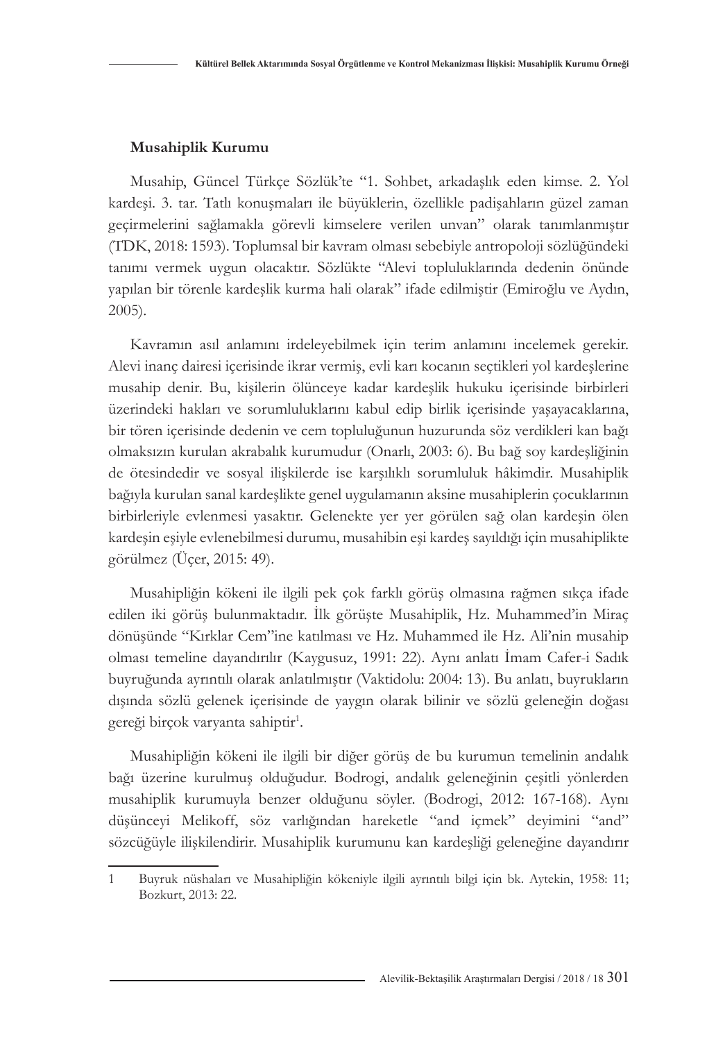**Musahiplik Kurumu**

Musahip, Güncel Türkçe Sözlük'te "1. Sohbet, arkadaşlık eden kimse. 2. Yol kardeşi. 3. tar. Tatlı konuşmaları ile büyüklerin, özellikle padişahların güzel zaman geçirmelerini sağlamakla görevli kimselere verilen unvan" olarak tanımlanmıştır (TDK, 2018: 1593). Toplumsal bir kavram olması sebebiyle antropoloji sözlüğündeki tanımı vermek uygun olacaktır. Sözlükte "Alevi topluluklarında dedenin önünde yapılan bir törenle kardeşlik kurma hali olarak" ifade edilmiştir (Emiroğlu ve Aydın, 2005).

Kavramın asıl anlamını irdeleyebilmek için terim anlamını incelemek gerekir. Alevi inanç dairesi içerisinde ikrar vermiş, evli karı kocanın seçtikleri yol kardeşlerine musahip denir. Bu, kişilerin ölünceye kadar kardeşlik hukuku içerisinde birbirleri üzerindeki hakları ve sorumluluklarını kabul edip birlik içerisinde yaşayacaklarına, bir tören içerisinde dedenin ve cem topluluğunun huzurunda söz verdikleri kan bağı olmaksızın kurulan akrabalık kurumudur (Onarlı, 2003: 6). Bu bağ soy kardeşliğinin de ötesindedir ve sosyal ilişkilerde ise karşılıklı sorumluluk hâkimdir. Musahiplik bağıyla kurulan sanal kardeşlikte genel uygulamanın aksine musahiplerin çocuklarının birbirleriyle evlenmesi yasaktır. Gelenekte yer yer görülen sağ olan kardeşin ölen kardeşin eşiyle evlenebilmesi durumu, musahibin eşi kardeş sayıldığı için musahiplikte görülmez (Üçer, 2015: 49).

Musahipliğin kökeni ile ilgili pek çok farklı görüş olmasına rağmen sıkça ifade edilen iki görüş bulunmaktadır. İlk görüşte Musahiplik, Hz. Muhammed'in Miraç dönüşünde "Kırklar Cem"ine katılması ve Hz. Muhammed ile Hz. Ali'nin musahip olması temeline dayandırılır (Kaygusuz, 1991: 22). Aynı anlatı İmam Cafer-i Sadık buyruğunda ayrıntılı olarak anlatılmıştır (Vaktidolu: 2004: 13). Bu anlatı, buyrukların dışında sözlü gelenek içerisinde de yaygın olarak bilinir ve sözlü geleneğin doğası gereği birçok varyanta sahiptir[1].

Musahipliğin kökeni ile ilgili bir diğer görüş de bu kurumun temelinin andalık bağı üzerine kurulmuş olduğudur. Bodrogi, andalık geleneğinin çeşitli yönlerden musahiplik kurumuyla benzer olduğunu söyler. (Bodrogi, 2012: 167-168). Aynı düşünceyi Melikoff, söz varlığından hareketle "and içmek" deyimini "and" sözcüğüyle ilişkilendirir. Musahiplik kurumunu kan kardeşliği geleneğine dayandırır

---

1 Buyruk nüshaları ve Musahipliğin kökeniyle ilgili ayrıntılı bilgi için bk. Aytekin, 1958: 11; Bozkurt, 2013: 22.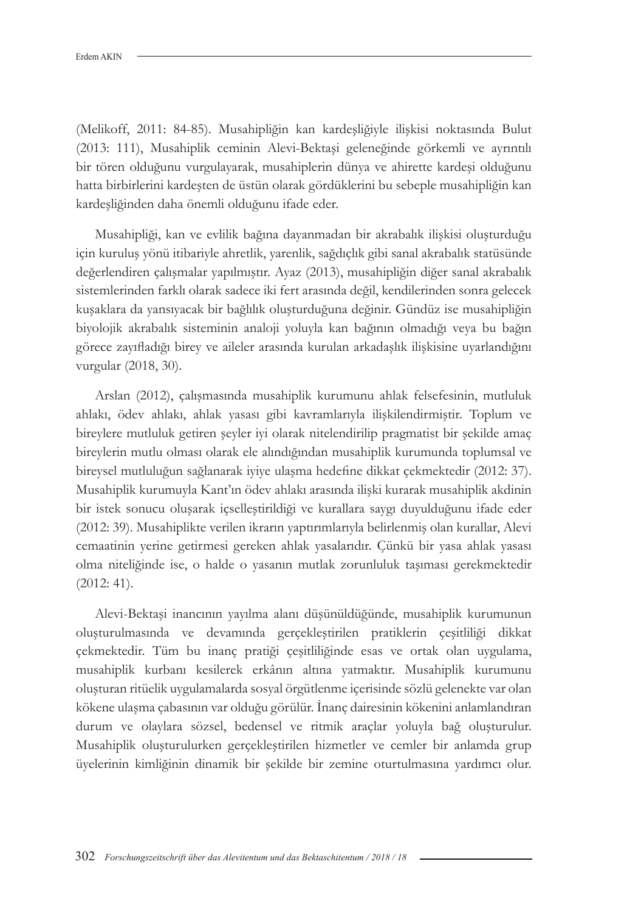(Melikoff, 2011: 84-85). Musahipliğin kan kardeşliğiyle ilişkisi noktasında Bulut (2013: 111), Musahiplik ceminin Alevi-Bektaşi geleneğinde görkemli ve ayrıntılı bir tören olduğunu vurgulayarak, musahiplerin dünya ve ahirette kardeşi olduğunu hatta birbirlerini kardeşten de üstün olarak gördüklerini bu sebeple musahipliğin kan kardeşliğinden daha önemli olduğunu ifade eder.

Musahipliği, kan ve evlilik bağına dayanmadan bir akrabalık ilişkisi oluşturduğu için kuruluş yönü itibariyle ahretlik, yarenlik, sağdıçlık gibi sanal akrabalık statüsünde değerlendiren çalışmalar yapılmıştır. Ayaz (2013), musahipliğin diğer sanal akrabalık sistemlerinden farklı olarak sadece iki fert arasında değil, kendilerinden sonra gelecek kuşaklara da yansıyacak bir bağlılık oluşturduğuna değinir. Gündüz ise musahipliğin biyolojik akrabalık sisteminin analoji yoluyla kan bağının olmadığı veya bu bağın görece zayıfladığı birey ve aileler arasında kurulan arkadaşlık ilişkisine uyarlandığını vurgular (2018, 30).

Arslan (2012), çalışmasında musahiplik kurumunu ahlak felsefesinin, mutluluk ahlakı, ödev ahlakı, ahlak yasası gibi kavramlarıyla ilişkilendirmiştir. Toplum ve bireylere mutluluk getiren şeyler iyi olarak nitelendirilip pragmatist bir şekilde amaç bireylerin mutlu olması olarak ele alındığından musahiplik kurumunda toplumsal ve bireysel mutluluğun sağlanarak iyiye ulaşma hedefine dikkat çekmektedir (2012: 37). Musahiplik kurumuyla Kant'ın ödev ahlakı arasında ilişki kurarak musahiplik akdinin bir istek sonucu oluşarak içselleştirildiği ve kurallara saygı duyulduğunu ifade eder (2012: 39). Musahiplikte verilen ikrarın yaptırımlarıyla belirlenmiş olan kurallar, Alevi cemaatinin yerine getirmesi gereken ahlak yasalarıdır. Çünkü bir yasa ahlak yasası olma niteliğinde ise, o halde o yasanın mutlak zorunluluk taşıması gerekmektedir (2012: 41).

Alevi-Bektaşi inancının yayılma alanı düşünüldüğünde, musahiplik kurumunun oluşturulmasında ve devamında gerçekleştirilen pratiklerin çeşitliliği dikkat çekmektedir. Tüm bu inanç pratiği çeşitliliğinde esas ve ortak olan uygulama, musahiplik kurbanı kesilerek erkânın altına yatmaktır. Musahiplik kurumunu oluşturan ritüelik uygulamalarda sosyal örgütlenme içerisinde sözlü gelenekte var olan kökene ulaşma çabasının var olduğu görülür. İnanç dairesinin kökenini anlamlandıran durum ve olaylara sözsel, bedensel ve ritmik araçlar yoluyla bağ oluşturulur. Musahiplik oluşturulurken gerçekleştirilen hizmetler ve cemler bir anlamda grup üyelerinin kimliğinin dinamik bir şekilde bir zemine oturtulmasına yardımcı olur.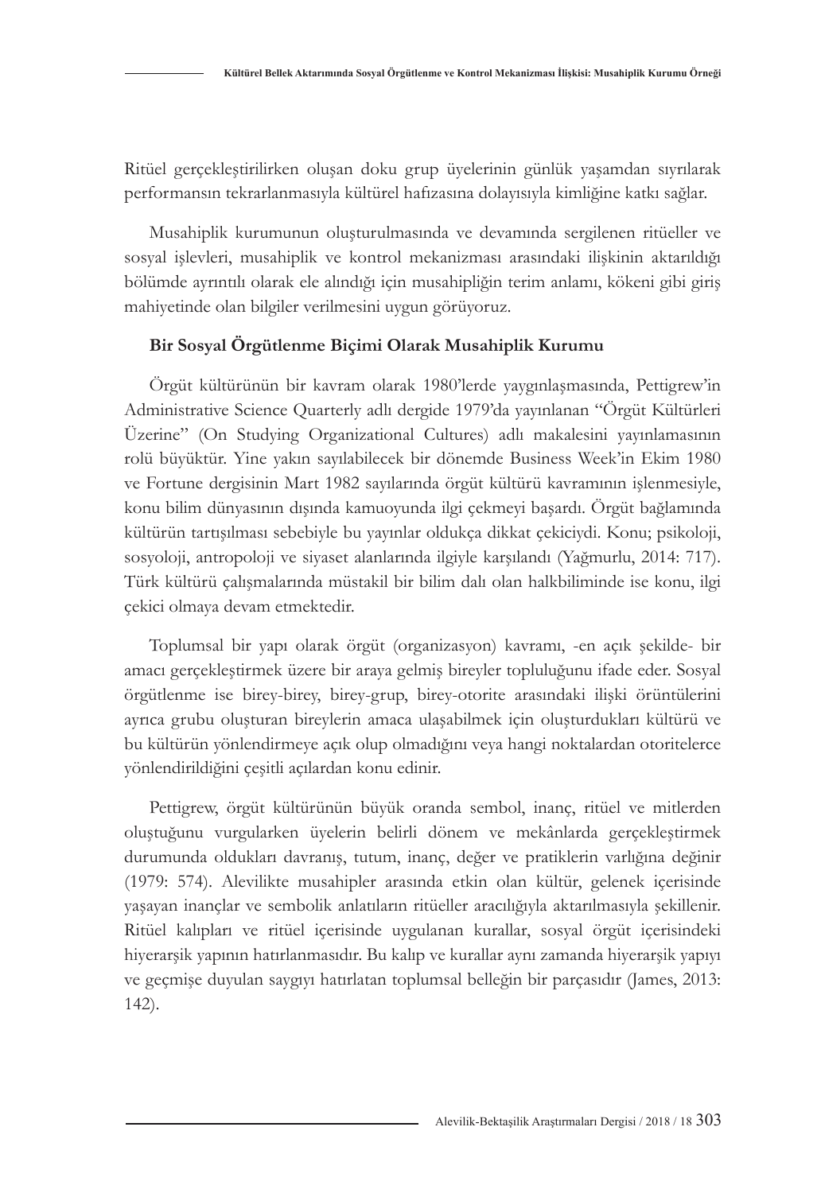Ritüel gerçekleştirilirken oluşan doku grup üyelerinin günlük yaşamdan sıyrılarak performansın tekrarlanmasıyla kültürel hafızasına dolayısıyla kimliğine katkı sağlar.

Musahiplik kurumunun oluşturulmasında ve devamında sergilenen ritüeller ve sosyal işlevleri, musahiplik ve kontrol mekanizması arasındaki ilişkinin aktarıldığı bölümde ayrıntılı olarak ele alındığı için musahipliğin terim anlamı, kökeni gibi giriş mahiyetinde olan bilgiler verilmesini uygun görüyoruz.

## Bir Sosyal Örgütlenme Biçimi Olarak Musahiplik Kurumu

Örgüt kültürünün bir kavram olarak 1980'lerde yaygınlaşmasında, Pettigrew'in Administrative Science Quarterly adlı dergide 1979'da yayınlanan "Örgüt Kültürleri Üzerine" (On Studying Organizational Cultures) adlı makalesini yayınlamasının rolü büyüktür. Yine yakın sayılabilecek bir dönemde Business Week'in Ekim 1980 ve Fortune dergisinin Mart 1982 sayılarında örgüt kültürü kavramının işlenmesiyle, konu bilim dünyasının dışında kamuoyunda ilgi çekmeyi başardı. Örgüt bağlamında kültürün tartışılması sebebiyle bu yayınlar oldukça dikkat çekiciydi. Konu; psikoloji, sosyoloji, antropoloji ve siyaset alanlarında ilgiyle karşılandı (Yağmurlu, 2014: 717). Türk kültürü çalışmalarında müstakil bir bilim dalı olan halkbiliminde ise konu, ilgi çekici olmaya devam etmektedir.

Toplumsal bir yapı olarak örgüt (organizasyon) kavramı, -en açık şekilde- bir amacı gerçekleştirmek üzere bir araya gelmiş bireyler topluluğunu ifade eder. Sosyal örgütlenme ise birey-birey, birey-grup, birey-otorite arasındaki ilişki örüntülerini ayrıca grubu oluşturan bireylerin amaca ulaşabilmek için oluşturdukları kültürü ve bu kültürün yönlendirmeye açık olup olmadığını veya hangi noktalardan otoritelerce yönlendirildiğini çeşitli açılardan konu edinir.

Pettigrew, örgüt kültürünün büyük oranda sembol, inanç, ritüel ve mitlerden oluştuğunu vurgularken üyelerin belirli dönem ve mekânlarda gerçekleştirmek durumunda oldukları davranış, tutum, inanç, değer ve pratiklerin varlığına değinir (1979: 574). Alevilikte musahipler arasında etkin olan kültür, gelenek içerisinde yaşayan inançlar ve sembolik anlatıların ritüeller aracılığıyla aktarılmasıyla şekillenir. Ritüel kalıpları ve ritüel içerisinde uygulanan kurallar, sosyal örgüt içerisindeki hiyerarşik yapının hatırlanmasıdır. Bu kalıp ve kurallar aynı zamanda hiyerarşik yapıyı ve geçmişe duyulan saygıyı hatırlatan toplumsal belleğin bir parçasıdır (James, 2013: 142).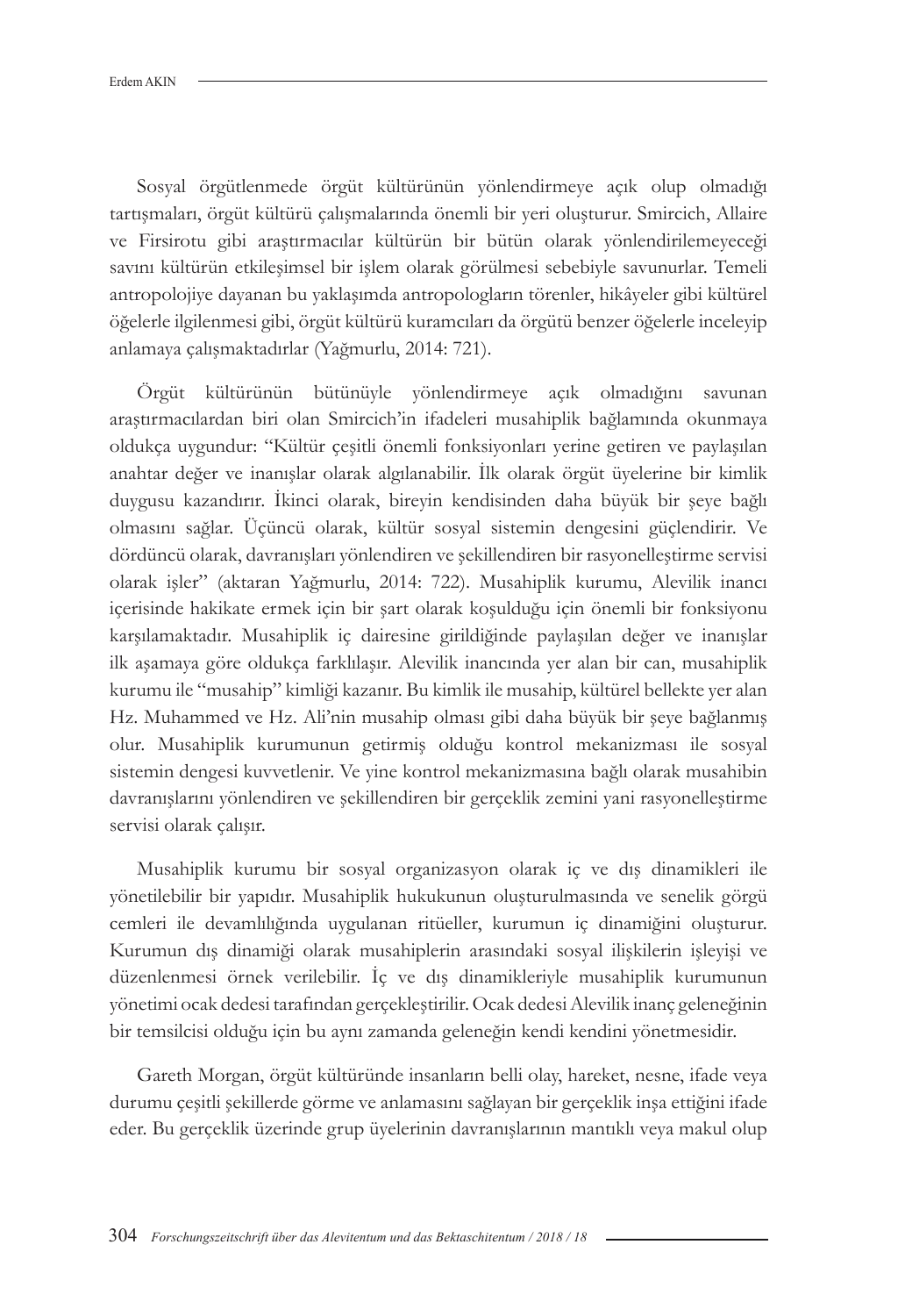Sosyal örgütlenmede örgüt kültürünün yönlendirmeye açık olup olmadığı tartışmaları, örgüt kültürü çalışmalarında önemli bir yeri oluşturur. Smircich, Allaire ve Firsirotu gibi araştırmacılar kültürün bir bütün olarak yönlendirilemeyeceği savını kültürün etkileşimsel bir işlem olarak görülmesi sebebiyle savunurlar. Temeli antropolojiye dayanan bu yaklaşımda antropologların törenler, hikâyeler gibi kültürel öğelerle ilgilenmesi gibi, örgüt kültürü kuramcıları da örgütü benzer öğelerle inceleyip anlamaya çalışmaktadırlar (Yağmurlu, 2014: 721).

Örgüt kültürünün bütünüyle yönlendirmeye açık olmadığını savunan araştırmacılardan biri olan Smircich'in ifadeleri musahiplik bağlamında okunmaya oldukça uygundur: "Kültür çeşitli önemli fonksiyonları yerine getiren ve paylaşılan anahtar değer ve inanışlar olarak algılanabilir. İlk olarak örgüt üyelerine bir kimlik duygusu kazandırır. İkinci olarak, bireyin kendisinden daha büyük bir şeye bağlı olmasını sağlar. Üçüncü olarak, kültür sosyal sistemin dengesini güçlendirir. Ve dördüncü olarak, davranışları yönlendiren ve şekillendiren bir rasyonelleştirme servisi olarak işler" (aktaran Yağmurlu, 2014: 722). Musahiplik kurumu, Alevilik inancı içerisinde hakikate ermek için bir şart olarak koşulduğu için önemli bir fonksiyonu karşılamaktadır. Musahiplik iç dairesine girildiğinde paylaşılan değer ve inanışlar ilk aşamaya göre oldukça farklılaşır. Alevilik inancında yer alan bir can, musahiplik kurumu ile "musahip" kimliği kazanır. Bu kimlik ile musahip, kültürel bellekte yer alan Hz. Muhammed ve Hz. Ali'nin musahip olması gibi daha büyük bir şeye bağlanmış olur. Musahiplik kurumunun getirmiş olduğu kontrol mekanizması ile sosyal sistemin dengesi kuvvetlenir. Ve yine kontrol mekanizmasına bağlı olarak musahibin davranışlarını yönlendiren ve şekillendiren bir gerçeklik zemini yani rasyonelleştirme servisi olarak çalışır.

Musahiplik kurumu bir sosyal organizasyon olarak iç ve dış dinamikleri ile yönetilebilir bir yapıdır. Musahiplik hukukunun oluşturulmasında ve senelik görgü cemleri ile devamlılığında uygulanan ritüeller, kurumun iç dinamiğini oluşturur. Kurumun dış dinamiği olarak musahiplerin arasındaki sosyal ilişkilerin işleyişi ve düzenlenmesi örnek verilebilir. İç ve dış dinamikleriyle musahiplik kurumunun yönetimi ocak dedesi tarafından gerçekleştirilir. Ocak dedesi Alevilik inanç geleneğinin bir temsilcisi olduğu için bu aynı zamanda geleneğin kendi kendini yönetmesidir.

Gareth Morgan, örgüt kültüründe insanların belli olay, hareket, nesne, ifade veya durumu çeşitli şekillerde görme ve anlamasını sağlayan bir gerçeklik inşa ettiğini ifade eder. Bu gerçeklik üzerinde grup üyelerinin davranışlarının mantıklı veya makul olup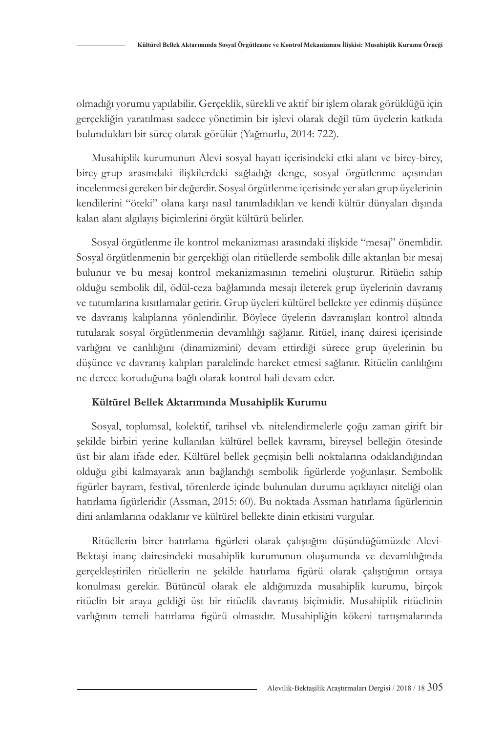olmadığı yorumu yapılabilir. Gerçeklik, sürekli ve aktif bir işlem olarak görüldüğü için gerçekliğin yaratılması sadece yönetimin bir işlevi olarak değil tüm üyelerin katkıda bulundukları bir süreç olarak görülür (Yağmurlu, 2014: 722).

Musahiplik kurumunun Alevi sosyal hayatı içerisindeki etki alanı ve birey-birey, birey-grup arasındaki ilişkilerdeki sağladığı denge, sosyal örgütlenme açısından incelenmesi gereken bir değerdir. Sosyal örgütlenme içerisinde yer alan grup üyelerinin kendilerini "öteki" olana karşı nasıl tanımladıkları ve kendi kültür dünyaları dışında kalan alanı algılayış biçimlerini örgüt kültürü belirler.

Sosyal örgütlenme ile kontrol mekanizması arasındaki ilişkide "mesaj" önemlidir. Sosyal örgütlenmenin bir gerçekliği olan ritüellerde sembolik dille aktarılan bir mesaj bulunur ve bu mesaj kontrol mekanizmasının temelini oluşturur. Ritüelin sahip olduğu sembolik dil, ödül-ceza bağlamında mesajı ileterek grup üyelerinin davranış ve tutumlarına kısıtlamalar getirir. Grup üyeleri kültürel bellekte yer edinmiş düşünce ve davranış kalıplarına yönlendirilir. Böylece üyelerin davranışları kontrol altında tutularak sosyal örgütlenmenin devamlılığı sağlanır. Ritüel, inanç dairesi içerisinde varlığını ve canlılığını (dinamizmini) devam ettirdiği sürece grup üyelerinin bu düşünce ve davranış kalıpları paralelinde hareket etmesi sağlanır. Ritüelin canlılığını ne derece koruduğuna bağlı olarak kontrol hali devam eder.

**Kültürel Bellek Aktarımında Musahiplik Kurumu**

Sosyal, toplumsal, kolektif, tarihsel vb. nitelendirmelerle çoğu zaman girift bir şekilde birbiri yerine kullanılan kültürel bellek kavramı, bireysel belleğin ötesinde üst bir alanı ifade eder. Kültürel bellek geçmişin belli noktalarına odaklandığından olduğu gibi kalmayarak anın bağlandığı sembolik figürlerde yoğunlaşır. Sembolik figürler bayram, festival, törenlerde içinde bulunulan durumu açıklayıcı niteliği olan hatırlama figürleridir (Assman, 2015: 60). Bu noktada Assman hatırlama figürlerinin dini anlamlarına odaklanır ve kültürel bellekte dinin etkisini vurgular.

Ritüellerin birer hatırlama figürleri olarak çalıştığını düşündüğümüzde Alevi-Bektaşi inanç dairesindeki musahiplik kurumunun oluşumunda ve devamlılığında gerçekleştirilen ritüellerin ne şekilde hatırlama figürü olarak çalıştığının ortaya konulması gerekir. Bütüncül olarak ele aldığımızda musahiplik kurumu, birçok ritüelin bir araya geldiği üst bir ritüelik davranış biçimidir. Musahiplik ritüelinin varlığının temeli hatırlama figürü olmasıdır. Musahipliğin kökeni tartışmalarında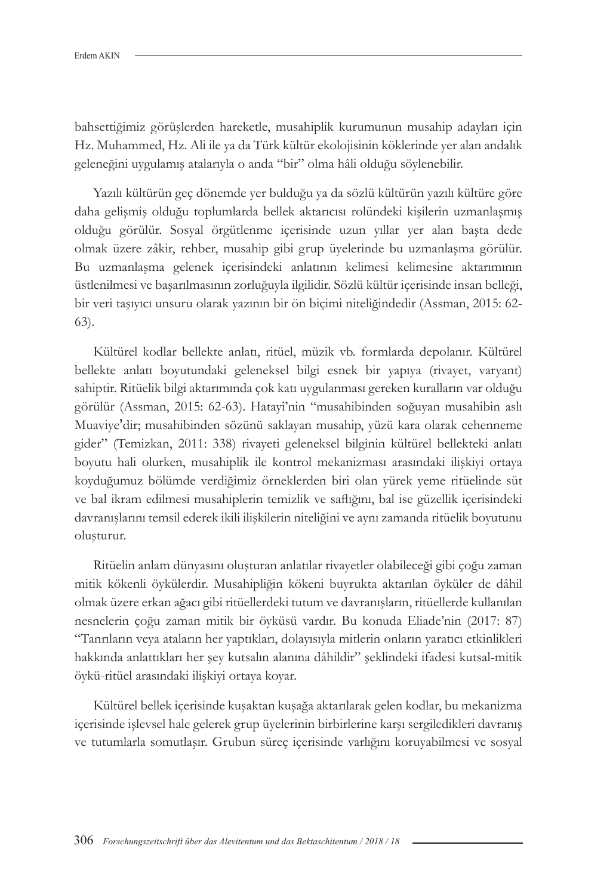bahsettiğimiz görüşlerden hareketle, musahiplik kurumunun musahip adayları için Hz. Muhammed, Hz. Ali ile ya da Türk kültür ekolojisinin köklerinde yer alan andalık geleneğini uygulamış atalarıyla o anda "bir" olma hâli olduğu söylenebilir.

Yazılı kültürün geç dönemde yer bulduğu ya da sözlü kültürün yazılı kültüre göre daha gelişmiş olduğu toplumlarda bellek aktarıcısı rolündeki kişilerin uzmanlaşmış olduğu görülür. Sosyal örgütlenme içerisinde uzun yıllar yer alan başta dede olmak üzere zâkir, rehber, musahip gibi grup üyelerinde bu uzmanlaşma görülür. Bu uzmanlaşma gelenek içerisindeki anlatının kelimesi kelimesine aktarımının üstlenilmesi ve başarılmasının zorluğuyla ilgilidir. Sözlü kültür içerisinde insan belleği, bir veri taşıyıcı unsuru olarak yazının bir ön biçimi niteliğindedir (Assman, 2015: 62-63).

Kültürel kodlar bellekte anlatı, ritüel, müzik vb. formlarda depolanır. Kültürel bellekte anlatı boyutundaki geleneksel bilgi esnek bir yapıya (rivayet, varyant) sahiptir. Ritüelik bilgi aktarımında çok katı uygulanması gereken kuralların var olduğu görülür (Assman, 2015: 62-63). Hatayî'nin "musahibinden soğuyan musahibin aslı Muaviye'dir; musahibinden sözünü saklayan musahip, yüzü kara olarak cehenneme gider" (Temizkan, 2011: 338) rivayeti geleneksel bilginin kültürel bellekteki anlatı boyutu hali olurken, musahiplik ile kontrol mekanizması arasındaki ilişkiyi ortaya koyduğumuz bölümde verdiğimiz örneklerden biri olan yürek yeme ritüelinde süt ve bal ikram edilmesi musahiplerin temizlik ve saflığını, bal ise güzellik içerisindeki davranışlarını temsil ederek ikili ilişkilerin niteliğini ve aynı zamanda ritüelik boyutunu oluşturur.

Ritüelin anlam dünyasını oluşturan anlatılar rivayetler olabileceği gibi çoğu zaman mitik kökenli öykülerdir. Musahipliğin kökeni buyrukta aktarılan öyküler de dâhil olmak üzere erkan ağacı gibi ritüellerdeki tutum ve davranışların, ritüellerde kullanılan nesnelerin çoğu zaman mitik bir öyküsü vardır. Bu konuda Eliade'nin (2017: 87) "Tanrıların veya ataların her yaptıkları, dolayısıyla mitlerin onların yaratıcı etkinlikleri hakkında anlattıkları her şey kutsalın alanına dâhildir" şeklindeki ifadesi kutsal-mitik öykü-ritüel arasındaki ilişkiyi ortaya koyar.

Kültürel bellek içerisinde kuşaktan kuşağa aktarılarak gelen kodlar, bu mekanizma içerisinde işlevsel hale gelerek grup üyelerinin birbirlerine karşı sergiledikleri davranış ve tutumlarla somutlaşır. Grubun süreç içerisinde varlığını koruyabilmesi ve sosyal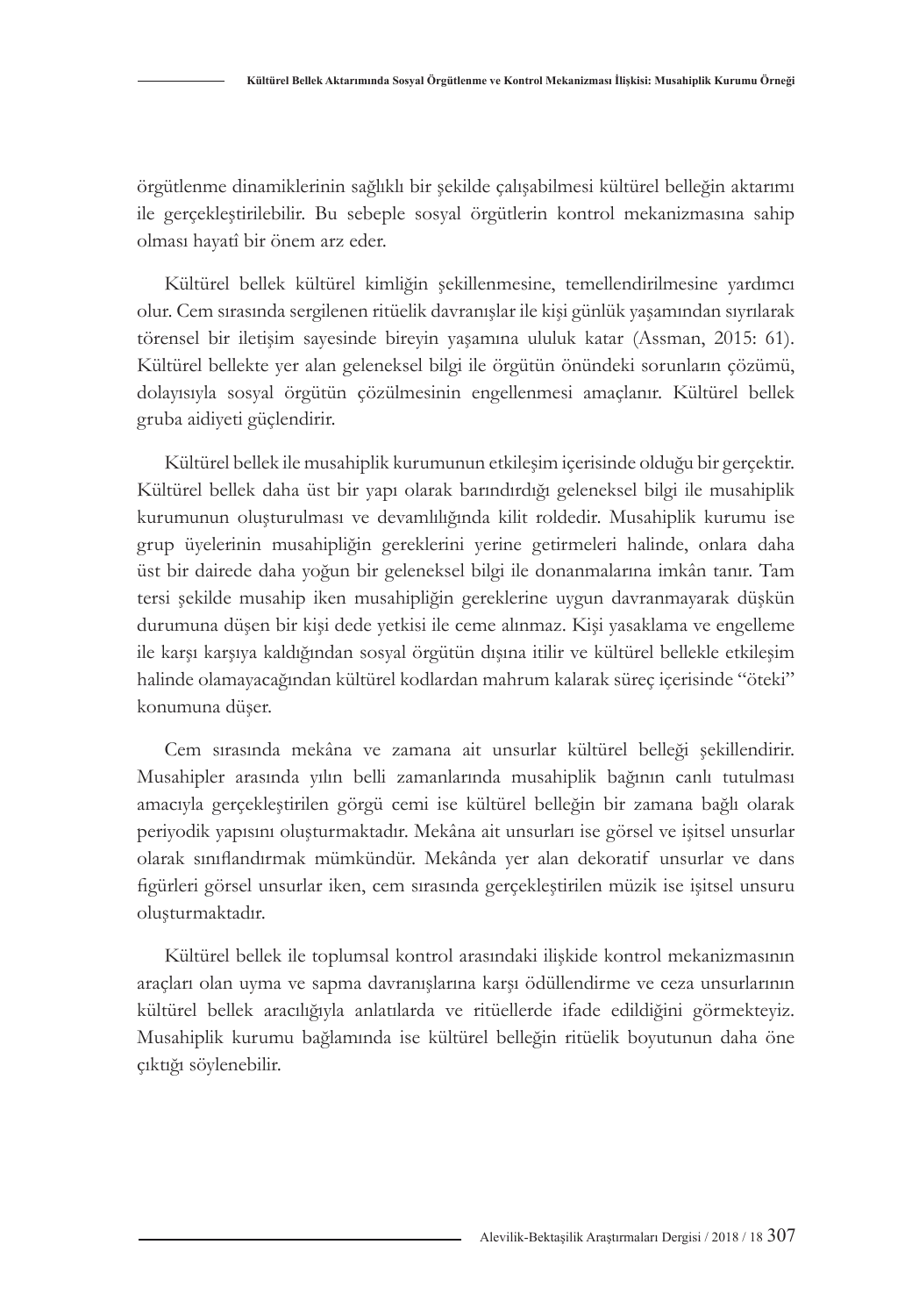örgütlenme dinamiklerinin sağlıklı bir şekilde çalışabilmesi kültürel belleğin aktarımı ile gerçekleştirilebilir. Bu sebeple sosyal örgütlerin kontrol mekanizmasına sahip olması hayatî bir önem arz eder.

Kültürel bellek kültürel kimliğin şekillenmesine, temellendirilmesine yardımcı olur. Cem sırasında sergilenen ritüelik davranışlar ile kişi günlük yaşamından sıyrılarak törensel bir iletişim sayesinde bireyin yaşamına ululuk katar (Assman, 2015: 61). Kültürel bellekte yer alan geleneksel bilgi ile örgütün önündeki sorunların çözümü, dolayısıyla sosyal örgütün çözülmesinin engellenmesi amaçlanır. Kültürel bellek gruba aidiyeti güçlendirir.

Kültürel bellek ile musahiplik kurumunun etkileşim içerisinde olduğu bir gerçektir. Kültürel bellek daha üst bir yapı olarak barındırdığı geleneksel bilgi ile musahiplik kurumunun oluşturulması ve devamlılığında kilit roldedir. Musahiplik kurumu ise grup üyelerinin musahipliğin gereklerini yerine getirmeleri halinde, onlara daha üst bir dairede daha yoğun bir geleneksel bilgi ile donanmalarına imkân tanır. Tam tersi şekilde musahip iken musahipliğin gereklerine uygun davranmayarak düşkün durumuna düşen bir kişi dede yetkisi ile ceme alınmaz. Kişi yasaklama ve engelleme ile karşı karşıya kaldığından sosyal örgütün dışına itilir ve kültürel bellekle etkileşim halinde olamayacağından kültürel kodlardan mahrum kalarak süreç içerisinde "öteki" konumuna düşer.

Cem sırasında mekâna ve zamana ait unsurlar kültürel belleği şekillendirir. Musahipler arasında yılın belli zamanlarında musahiplik bağının canlı tutulması amacıyla gerçekleştirilen görgü cemi ise kültürel belleğin bir zamana bağlı olarak periyodik yapısını oluşturmaktadır. Mekâna ait unsurları ise görsel ve işitsel unsurlar olarak sınıflandırmak mümkündür. Mekânda yer alan dekoratif unsurlar ve dans figürleri görsel unsurlar iken, cem sırasında gerçekleştirilen müzik ise işitsel unsuru oluşturmaktadır.

Kültürel bellek ile toplumsal kontrol arasındaki ilişkide kontrol mekanizmasının araçları olan uyma ve sapma davranışlarına karşı ödüllendirme ve ceza unsurlarının kültürel bellek aracılığıyla anlatılarda ve ritüellerde ifade edildiğini görmekteyiz. Musahiplik kurumu bağlamında ise kültürel belleğin ritüelik boyutunun daha öne çıktığı söylenebilir.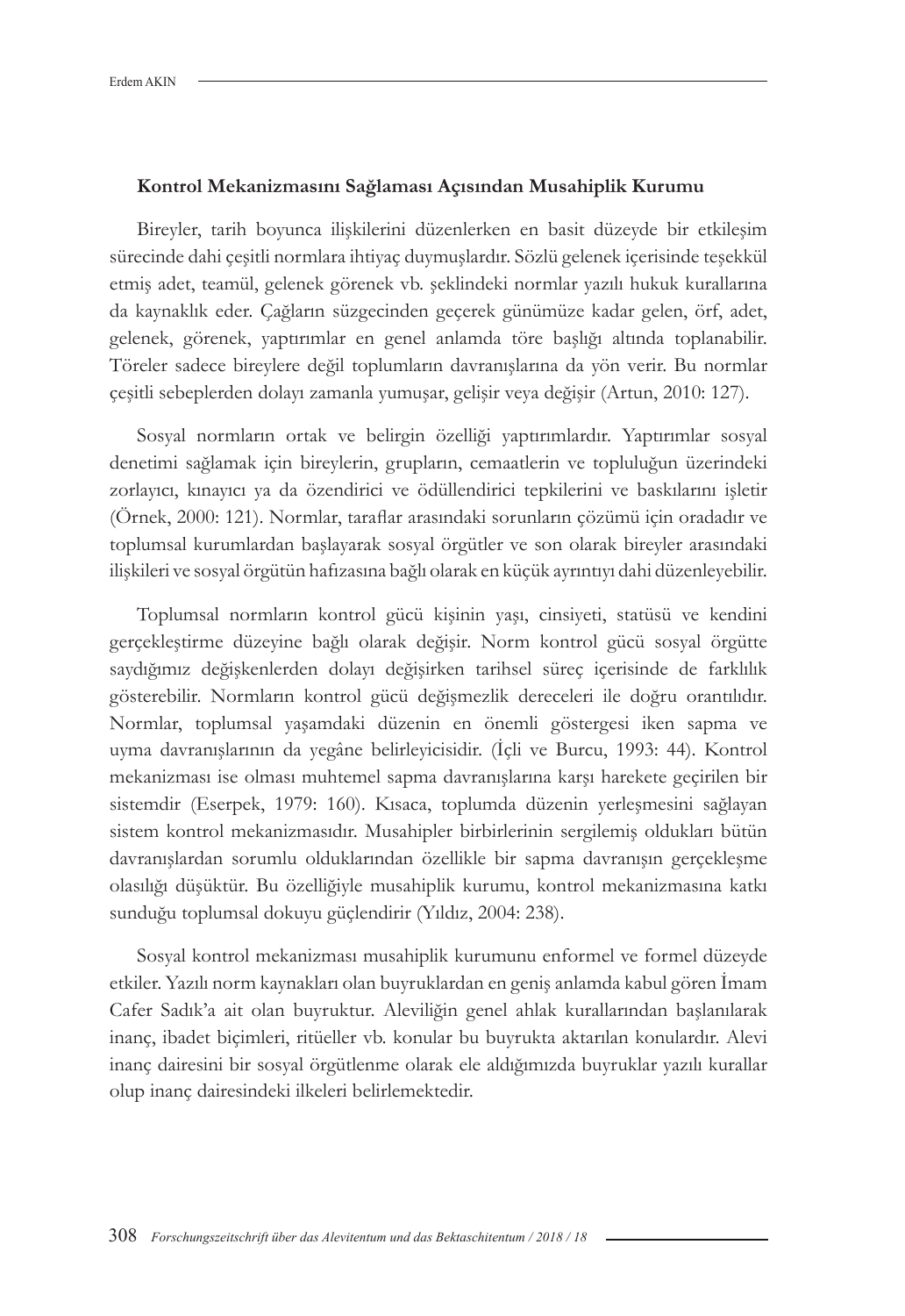**Kontrol Mekanizmasını Sağlaması Açısından Musahiplik Kurumu**

Bireyler, tarih boyunca ilişkilerini düzenlerken en basit düzeyde bir etkileşim sürecinde dahi çeşitli normlara ihtiyaç duymuşlardır. Sözlü gelenek içerisinde teşekkül etmiş adet, teamül, gelenek görenek vb. şeklindeki normlar yazılı hukuk kurallarına da kaynaklık eder. Çağların süzgecinden geçerek günümüze kadar gelen, örf, adet, gelenek, görenek, yaptırımlar en genel anlamda töre başlığı altında toplanabilir. Töreler sadece bireylere değil toplumların davranışlarına da yön verir. Bu normlar çeşitli sebeplerden dolayı zamanla yumuşar, gelişir veya değişir (Artun, 2010: 127).

Sosyal normların ortak ve belirgin özelliği yaptırımlardır. Yaptırımlar sosyal denetimi sağlamak için bireylerin, grupların, cemaatlerin ve topluluğun üzerindeki zorlayıcı, kınayıcı ya da özendirici ve ödüllendirici tepkilerini ve baskılarını işletir (Örnek, 2000: 121). Normlar, taraflar arasındaki sorunların çözümü için oradadır ve toplumsal kurumlardan başlayarak sosyal örgütler ve son olarak bireyler arasındaki ilişkileri ve sosyal örgütün hafızasına bağlı olarak en küçük ayrıntıyı dahi düzenleyebilir.

Toplumsal normların kontrol gücü kişinin yaşı, cinsiyeti, statüsü ve kendini gerçekleştirme düzeyine bağlı olarak değişir. Norm kontrol gücü sosyal örgütte saydığımız değişkenlerden dolayı değişirken tarihsel süreç içerisinde de farklılık gösterebilir. Normların kontrol gücü değişmezlik dereceleri ile doğru orantılıdır. Normlar, toplumsal yaşamdaki düzenin en önemli göstergesi iken sapma ve uyma davranışlarının da yegâne belirleyicisidir. (İçli ve Burcu, 1993: 44). Kontrol mekanizması ise olması muhtemel sapma davranışlarına karşı harekete geçirilen bir sistemdir (Eserpek, 1979: 160). Kısaca, toplumda düzenin yerleşmesini sağlayan sistem kontrol mekanizmasıdır. Musahipler birbirlerinin sergilemiş oldukları bütün davranışlardan sorumlu olduklarından özellikle bir sapma davranışın gerçekleşme olasılığı düşüktür. Bu özelliğiyle musahiplik kurumu, kontrol mekanizmasına katkı sunduğu toplumsal dokuyu güçlendirir (Yıldız, 2004: 238).

Sosyal kontrol mekanizması musahiplik kurumunu enformel ve formel düzeyde etkiler. Yazılı norm kaynakları olan buyruklardan en geniş anlamda kabul gören İmam Cafer Sadık'a ait olan buyruktur. Aleviliğin genel ahlak kurallarından başlanılarak inanç, ibadet biçimleri, ritüeller vb. konular bu buyrukta aktarılan konulardır. Alevi inanç dairesini bir sosyal örgütlenme olarak ele aldığımızda buyruklar yazılı kurallar olup inanç dairesindeki ilkeleri belirlemektedir.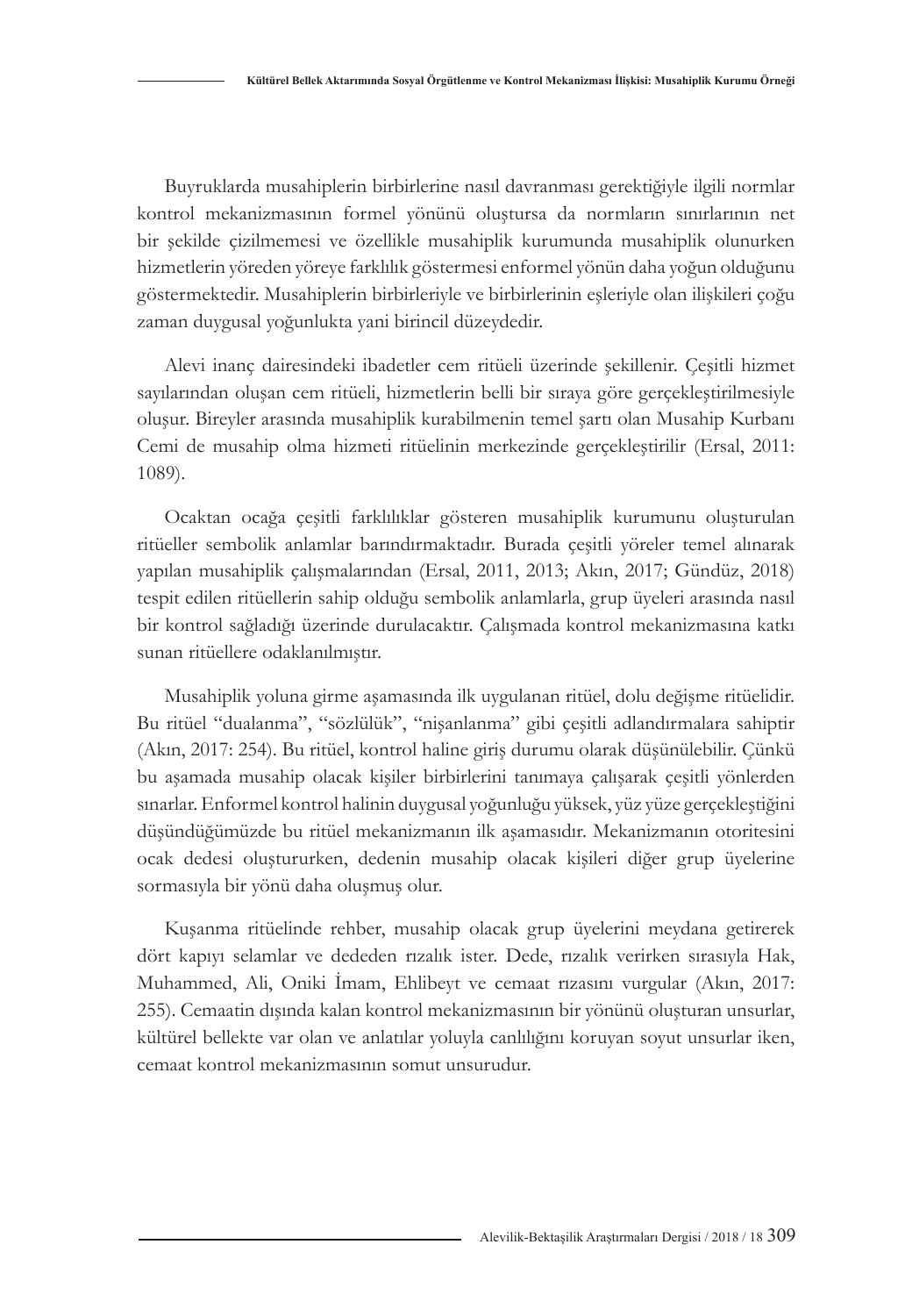Buyruklarda musahiplerin birbirlerine nasıl davranması gerektiğiyle ilgili normlar kontrol mekanizmasının formel yönünü oluştursa da normların sınırlarının net bir şekilde çizilmemesi ve özellikle musahiplik kurumunda musahiplik olunurken hizmetlerin yöreden yöreye farklılık göstermesi enformel yönün daha yoğun olduğunu göstermektedir. Musahiplerin birbirleriyle ve birbirlerinin eşleriyle olan ilişkileri çoğu zaman duygusal yoğunlukta yani birincil düzeydedir.

Alevi inanç dairesindeki ibadetler cem ritüeli üzerinde şekillenir. Çeşitli hizmet sayılarından oluşan cem ritüeli, hizmetlerin belli bir sıraya göre gerçekleştirilmesiyle oluşur. Bireyler arasında musahiplik kurabilmenin temel şartı olan Musahip Kurbanı Cemi de musahip olma hizmeti ritüelinin merkezinde gerçekleştirilir (Ersal, 2011: 1089).

Ocaktan ocağa çeşitli farklılıklar gösteren musahiplik kurumunu oluşturulan ritüeller sembolik anlamlar barındırmaktadır. Burada çeşitli yöreler temel alınarak yapılan musahiplik çalışmalarından (Ersal, 2011, 2013; Akın, 2017; Gündüz, 2018) tespit edilen ritüellerin sahip olduğu sembolik anlamlarla, grup üyeleri arasında nasıl bir kontrol sağladığı üzerinde durulacaktır. Çalışmada kontrol mekanizmasına katkı sunan ritüellere odaklanılmıştır.

Musahiplik yoluna girme aşamasında ilk uygulanan ritüel, dolu değişme ritüelidir. Bu ritüel "dualanma", "sözlülük", "nişanlanma" gibi çeşitli adlandırmalara sahiptir (Akın, 2017: 254). Bu ritüel, kontrol haline giriş durumu olarak düşünülebilir. Çünkü bu aşamada musahip olacak kişiler birbirlerini tanımaya çalışarak çeşitli yönlerden sınarlar. Enformel kontrol halinin duygusal yoğunluğu yüksek, yüz yüze gerçekleştiğini düşündüğümüzde bu ritüel mekanizmanın ilk aşamasıdır. Mekanizmanın otoritesini ocak dedesi oluştururken, dedenin musahip olacak kişileri diğer grup üyelerine sormasıyla bir yönü daha oluşmuş olur.

Kuşanma ritüelinde rehber, musahip olacak grup üyelerini meydana getirerek dört kapıyı selamlar ve dededen rızalık ister. Dede, rızalık verirken sırasıyla Hak, Muhammed, Ali, Oniki İmam, Ehlibeyt ve cemaat rızasını vurgular (Akın, 2017: 255). Cemaatin dışında kalan kontrol mekanizmasının bir yönünü oluşturan unsurlar, kültürel bellekte var olan ve anlatılar yoluyla canlılığını koruyan soyut unsurlar iken, cemaat kontrol mekanizmasının somut unsurudur.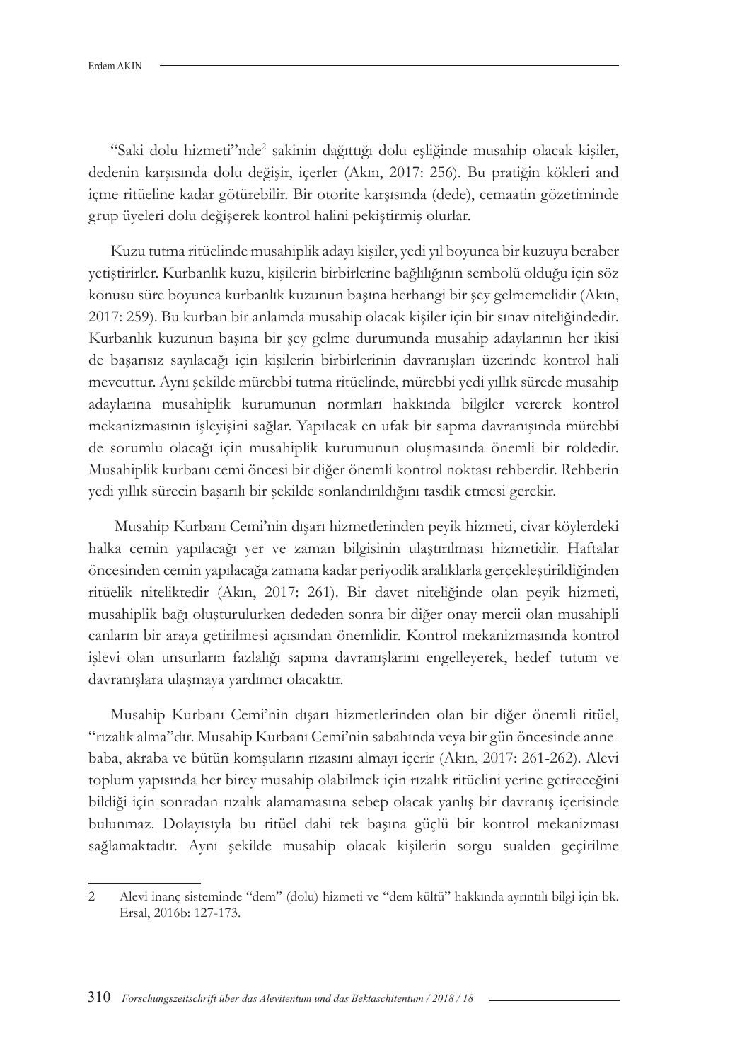"Saki dolu hizmeti"nde[2] sakinin dağıttığı dolu eşliğinde musahip olacak kişiler, dedenin karşısında dolu değişir, içerler (Akın, 2017: 256). Bu pratiğin kökleri and içme ritüeline kadar götürebilir. Bir otorite karşısında (dede), cemaatin gözetiminde grup üyeleri dolu değişerek kontrol halini pekiştirmiş olurlar.

Kuzu tutma ritüelinde musahiplik adayı kişiler, yedi yıl boyunca bir kuzuyu beraber yetiştirirler. Kurbanlık kuzu, kişilerin birbirlerine bağlılığının sembolü olduğu için söz konusu süre boyunca kurbanlık kuzunun başına herhangi bir şey gelmemelidir (Akın, 2017: 259). Bu kurban bir anlamda musahip olacak kişiler için bir sınav niteliğindedir. Kurbanlık kuzunun başına bir şey gelme durumunda musahip adaylarının her ikisi de başarısız sayılacağı için kişilerin birbirlerinin davranışları üzerinde kontrol hali mevcuttur. Aynı şekilde mürebbi tutma ritüelinde, mürebbi yedi yıllık sürede musahip adaylarına musahiplik kurumunun normları hakkında bilgiler vererek kontrol mekanizmasının işleyişini sağlar. Yapılacak en ufak bir sapma davranışında mürebbi de sorumlu olacağı için musahiplik kurumunun oluşmasında önemli bir roldedir. Musahiplik kurbanı cemi öncesi bir diğer önemli kontrol noktası rehberdir. Rehberin yedi yıllık sürecin başarılı bir şekilde sonlandırıldığını tasdik etmesi gerekir.

Musahip Kurbanı Cemi'nin dışarı hizmetlerinden peyik hizmeti, civar köylerdeki halka cemin yapılacağı yer ve zaman bilgisinin ulaştırılması hizmetidir. Haftalar öncesinden cemin yapılacağa zamana kadar periyodik aralıklarla gerçekleştirildiğinden ritüelik niteliktedir (Akın, 2017: 261). Bir davet niteliğinde olan peyik hizmeti, musahiplik bağı oluşturulurken dededen sonra bir diğer onay mercii olan musahipli canların bir araya getirilmesi açısından önemlidir. Kontrol mekanizmasında kontrol işlevi olan unsurların fazlalığı sapma davranışlarını engelleyerek, hedef tutum ve davranışlara ulaşmaya yardımcı olacaktır.

Musahip Kurbanı Cemi'nin dışarı hizmetlerinden olan bir diğer önemli ritüel, "rızalık alma"dır. Musahip Kurbanı Cemi'nin sabahında veya bir gün öncesinde anne-baba, akraba ve bütün komşuların rızasını almayı içerir (Akın, 2017: 261-262). Alevi toplum yapısında her birey musahip olabilmek için rızalık ritüelini yerine getireceğini bildiği için sonradan rızalık alamamasına sebep olacak yanlış bir davranış içerisinde bulunmaz. Dolayısıyla bu ritüel dahi tek başına güçlü bir kontrol mekanizması sağlamaktadır. Aynı şekilde musahip olacak kişilerin sorgu sualden geçirilme

---

2 Alevi inanç sisteminde "dem" (dolu) hizmeti ve "dem kültü" hakkında ayrıntılı bilgi için bk. Ersal, 2016b: 127-173.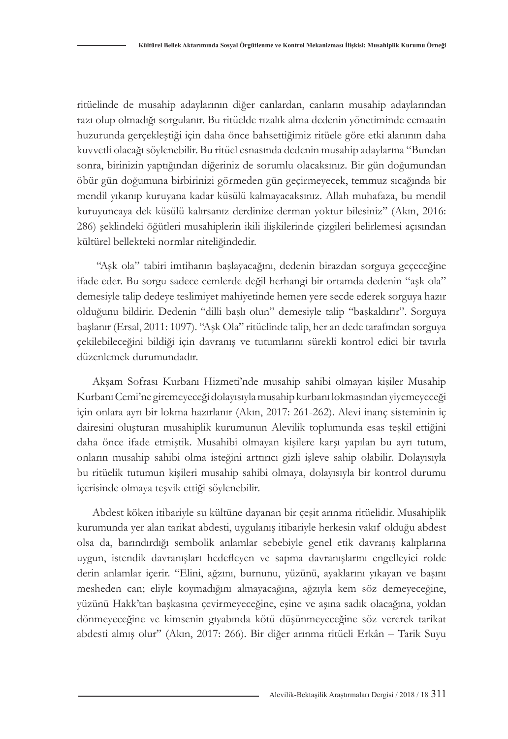ritüelinde de musahip adaylarının diğer canlardan, canların musahip adaylarından razı olup olmadığı sorgulanır. Bu ritüelde rızalık alma dedenin yönetiminde cemaatin huzurunda gerçekleştiği için daha önce bahsettiğimiz ritüele göre etki alanının daha kuvvetli olacağı söylenebilir. Bu ritüel esnasında dedenin musahip adaylarına "Bundan sonra, birinizin yaptığından diğeriniz de sorumlu olacaksınız. Bir gün doğumundan öbür gün doğumuna birbirinizi görmeden gün geçirmeyecek, temmuz sıcağında bir mendil yıkanıp kuruyana kadar küsülü kalmayacaksınız. Allah muhafaza, bu mendil kuruyuncaya dek küsülü kalırsanız derdinize derman yoktur bilesiniz" (Akın, 2016: 286) şeklindeki öğütleri musahiplerin ikili ilişkilerinde çizgileri belirlemesi açısından kültürel bellekteki normlar niteliğindedir.

"Aşk ola" tabiri imtihanın başlayacağını, dedenin birazdan sorguya geçeceğine ifade eder. Bu sorgu sadece cemlerde değil herhangi bir ortamda dedenin "aşk ola" demesiyle talip dedeye teslimiyet mahiyetinde hemen yere secde ederek sorguya hazır olduğunu bildirir. Dedenin "dilli başlı olun" demesiyle talip "başkaldırır". Sorguya başlanır (Ersal, 2011: 1097). "Aşk Ola" ritüelinde talip, her an dede tarafından sorguya çekilebileceğini bildiği için davranış ve tutumlarını sürekli kontrol edici bir tavırla düzenlemek durumundadır.

Akşam Sofrası Kurbanı Hizmeti'nde musahip sahibi olmayan kişiler Musahip Kurbanı Cemi'ne giremeyeceği dolayısıyla musahip kurbanı lokmasından yiyemeyeceği için onlara ayrı bir lokma hazırlanır (Akın, 2017: 261-262). Alevi inanç sisteminin iç dairesini oluşturan musahiplik kurumunun Alevilik toplumunda esas teşkil ettiğini daha önce ifade etmiştik. Musahibi olmayan kişilere karşı yapılan bu ayrı tutum, onların musahip sahibi olma isteğini arttırıcı gizli işleve sahip olabilir. Dolayısıyla bu ritüelik tutumun kişileri musahip sahibi olmaya, dolayısıyla bir kontrol durumu içerisinde olmaya teşvik ettiği söylenebilir.

Abdest köken itibariyle su kültüne dayanan bir çeşit arınma ritüelidir. Musahiplik kurumunda yer alan tarikat abdesti, uygulanış itibariyle herkesin vakıf olduğu abdest olsa da, barındırdığı sembolik anlamlar sebebiyle genel etik davranış kalıplarına uygun, istendik davranışları hedefleyen ve sapma davranışlarını engelleyici rolde derin anlamlar içerir. "Elini, ağzını, burnunu, yüzünü, ayaklarını yıkayan ve başını mesheden can; eliyle koymadığını almayacağına, ağzıyla kem söz demeyeceğine, yüzünü Hakk'tan başkasına çevirmeyeceğine, eşine ve aşına sadık olacağına, yoldan dönmeyeceğine ve kimsenin gıyabında kötü düşünmeyeceğine söz vererek tarikat abdesti almış olur" (Akın, 2017: 266). Bir diğer arınma ritüeli Erkân – Tarik Suyu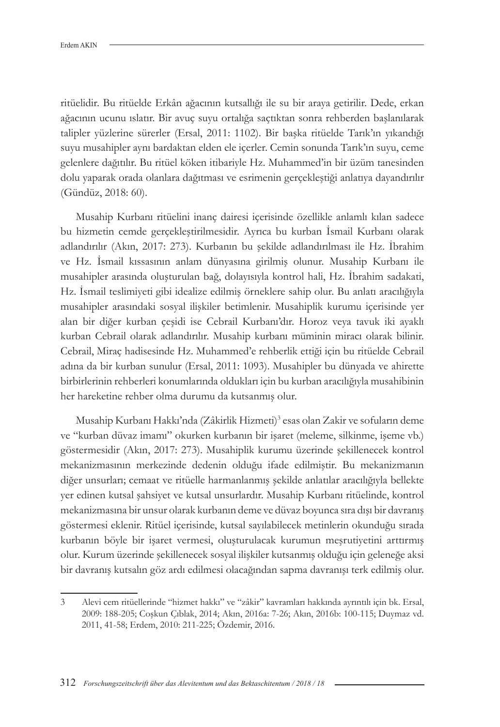ritüelidir. Bu ritüelde Erkân ağacının kutsallığı ile su bir araya getirilir. Dede, erkan ağacının ucunu ıslatır. Bir avuç suyu ortalığa saçtıktan sonra rehberden başlanılarak talipler yüzlerine sürerler (Ersal, 2011: 1102). Bir başka ritüelde Tarık'ın yıkandığı suyu musahipler aynı bardaktan elden ele içerler. Cemin sonunda Tarık'ın suyu, ceme gelenlere dağıtılır. Bu ritüel köken itibariyle Hz. Muhammed'in bir üzüm tanesinden dolu yaparak orada olanlara dağıtması ve esrimenin gerçekleştiği anlatıya dayandırılır (Gündüz, 2018: 60).

Musahip Kurbanı ritüelini inanç dairesi içerisinde özellikle anlamlı kılan sadece bu hizmetin cemde gerçekleştirilmesidir. Ayrıca bu kurban İsmail Kurbanı olarak adlandırılır (Akın, 2017: 273). Kurbanın bu şekilde adlandırılması ile Hz. İbrahim ve Hz. İsmail kıssasının anlam dünyasına girilmiş olunur. Musahip Kurbanı ile musahipler arasında oluşturulan bağ, dolayısıyla kontrol hali, Hz. İbrahim sadakati, Hz. İsmail teslimiyeti gibi idealize edilmiş örneklere sahip olur. Bu anlatı aracılığıyla musahipler arasındaki sosyal ilişkiler betimlenir. Musahiplik kurumu içerisinde yer alan bir diğer kurban çeşidi ise Cebrail Kurbanı'dır. Horoz veya tavuk iki ayaklı kurban Cebrail olarak adlandırılır. Musahip kurbanı müminin miracı olarak bilinir. Cebrail, Miraç hadisesinde Hz. Muhammed'e rehberlik ettiği için bu ritüelde Cebrail adına da bir kurban sunulur (Ersal, 2011: 1093). Musahipler bu dünyada ve ahirette birbirlerinin rehberleri konumlarında oldukları için bu kurban aracılığıyla musahibinin her hareketine rehber olma durumu da kutsanmış olur.

Musahip Kurbanı Hakkı'nda (Zâkirlik Hizmeti)[3] esas olan Zakir ve sofuların deme ve "kurban düvaz imamı" okurken kurbanın bir işaret (meleme, silkinme, işeme vb.) göstermesidir (Akın, 2017: 273). Musahiplik kurumu üzerinde şekillenecek kontrol mekanizmasının merkezinde dedenin olduğu ifade edilmiştir. Bu mekanizmanın diğer unsurları; cemaat ve ritüelle harmanlanmış şekilde anlatılar aracılığıyla bellekte yer edinen kutsal şahsiyet ve kutsal unsurlardır. Musahip Kurbanı ritüelinde, kontrol mekanizmasına bir unsur olarak kurbanın deme ve düvaz boyunca sıra dışı bir davranış göstermesi eklenir. Ritüel içerisinde, kutsal sayılabilecek metinlerin okunduğu sırada kurbanın böyle bir işaret vermesi, oluşturulacak kurumun meşrutiyetini arttırmış olur. Kurum üzerinde şekillenecek sosyal ilişkiler kutsanmış olduğu için geleneğe aksi bir davranış kutsalın göz ardı edilmesi olacağından sapma davranışı terk edilmiş olur.

---

3 Alevi cem ritüellerinde "hizmet hakkı" ve "zâkir" kavramları hakkında ayrıntılı için bk. Ersal, 2009: 188-205; Coşkun Çıblak, 2014; Akın, 2016a: 7-26; Akın, 2016b: 100-115; Duymaz vd. 2011, 41-58; Erdem, 2010: 211-225; Özdemir, 2016.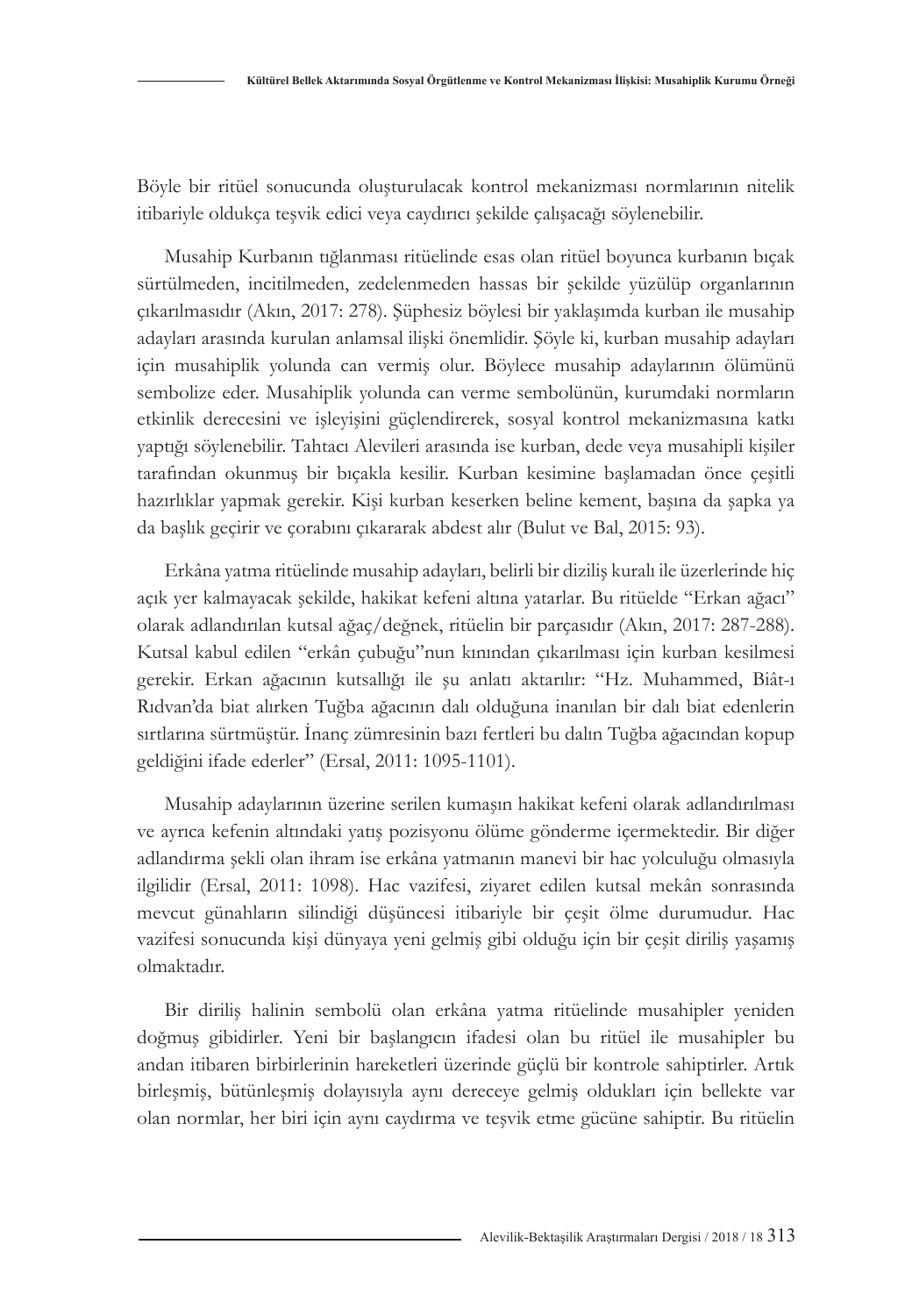Böyle bir ritüel sonucunda oluşturulacak kontrol mekanizması normlarının nitelik itibariyle oldukça teşvik edici veya caydırıcı şekilde çalışacağı söylenebilir.

Musahip Kurbanın tığlanması ritüelinde esas olan ritüel boyunca kurbanın bıçak sürtülmeden, incitilmeden, zedelenmeden hassas bir şekilde yüzülüp organlarının çıkarılmasıdır (Akın, 2017: 278). Şüphesiz böylesi bir yaklaşımda kurban ile musahip adayları arasında kurulan anlamsal ilişki önemlidir. Şöyle ki, kurban musahip adayları için musahiplik yolunda can vermiş olur. Böylece musahip adaylarının ölümünü sembolize eder. Musahiplik yolunda can verme sembolünün, kurumdaki normların etkinlik derecesini ve işleyişini güçlendirerek, sosyal kontrol mekanizmasına katkı yaptığı söylenebilir. Tahtacı Alevileri arasında ise kurban, dede veya musahipli kişiler tarafından okunmuş bir bıçakla kesilir. Kurban kesimine başlamadan önce çeşitli hazırlıklar yapmak gerekir. Kişi kurban keserken beline kement, başına da şapka ya da başlık geçirir ve çorabını çıkararak abdest alır (Bulut ve Bal, 2015: 93).

Erkâna yatma ritüelinde musahip adayları, belirli bir diziliş kuralı ile üzerlerinde hiç açık yer kalmayacak şekilde, hakikat kefeni altına yatarlar. Bu ritüelde "Erkan ağacı" olarak adlandırılan kutsal ağaç/değnek, ritüelin bir parçasıdır (Akın, 2017: 287-288). Kutsal kabul edilen "erkân çubuğu"nun kınından çıkarılması için kurban kesilmesi gerekir. Erkan ağacının kutsallığı ile şu anlatı aktarılır: "Hz. Muhammed, Biât-ı Rıdvan'da biat alırken Tuğba ağacının dalı olduğuna inanılan bir dalı biat edenlerin sırtlarına sürtmüştür. İnanç zümresinin bazı fertleri bu dalın Tuğba ağacından kopup geldiğini ifade ederler" (Ersal, 2011: 1095-1101).

Musahip adaylarının üzerine serilen kumaşın hakikat kefeni olarak adlandırılması ve ayrıca kefenin altındaki yatış pozisyonu ölüme gönderme içermektedir. Bir diğer adlandırma şekli olan ihram ise erkâna yatmanın manevi bir hac yolculuğu olmasıyla ilgilidir (Ersal, 2011: 1098). Hac vazifesi, ziyaret edilen kutsal mekân sonrasında mevcut günahların silindiği düşüncesi itibariyle bir çeşit ölme durumudur. Hac vazifesi sonucunda kişi dünyaya yeni gelmiş gibi olduğu için bir çeşit diriliş yaşamış olmaktadır.

Bir diriliş halinin sembolü olan erkâna yatma ritüelinde musahipler yeniden doğmuş gibidirler. Yeni bir başlangıcın ifadesi olan bu ritüel ile musahipler bu andan itibaren birbirlerinin hareketleri üzerinde güçlü bir kontrole sahiptirler. Artık birleşmiş, bütünleşmiş dolayısıyla aynı dereceye gelmiş oldukları için bellekte var olan normlar, her biri için aynı caydırma ve teşvik etme gücüne sahiptir. Bu ritüelin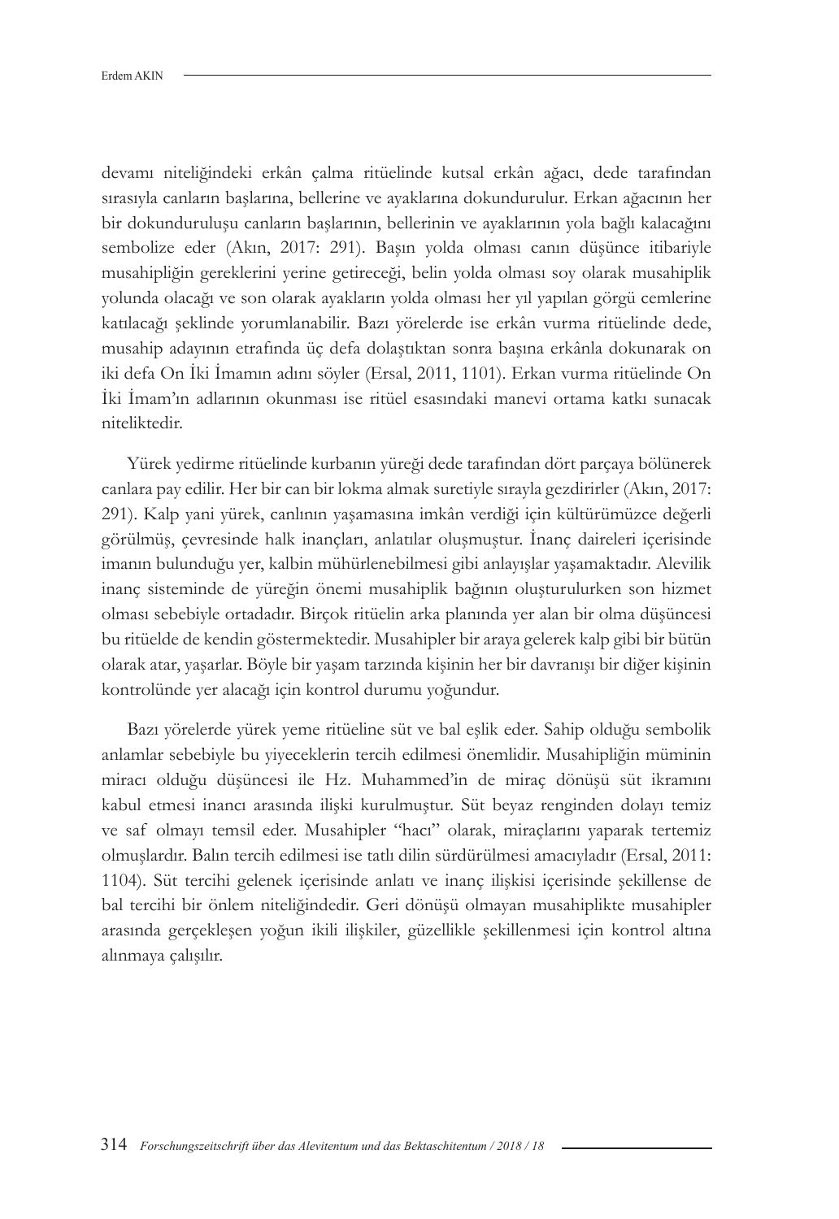devamı niteliğindeki erkân çalma ritüelinde kutsal erkân ağacı, dede tarafından sırasıyla canların başlarına, bellerine ve ayaklarına dokundurulur. Erkan ağacının her bir dokunduruluşu canların başlarının, bellerinin ve ayaklarının yola bağlı kalacağını sembolize eder (Akın, 2017: 291). Başın yolda olması canın düşünce itibariyle musahipliğin gereklerini yerine getireceği, belin yolda olması soy olarak musahiplik yolunda olacağı ve son olarak ayakların yolda olması her yıl yapılan görgü cemlerine katılacağı şeklinde yorumlanabilir. Bazı yörelerde ise erkân vurma ritüelinde dede, musahip adayının etrafında üç defa dolaştıktan sonra başına erkânla dokunarak on iki defa On İki İmamın adını söyler (Ersal, 2011, 1101). Erkan vurma ritüelinde On İki İmam'ın adlarının okunması ise ritüel esasındaki manevi ortama katkı sunacak niteliktedir.

Yürek yedirme ritüelinde kurbanın yüreği dede tarafından dört parçaya bölünerek canlara pay edilir. Her bir can bir lokma almak suretiyle sırayla gezdirirler (Akın, 2017: 291). Kalp yani yürek, canlının yaşamasına imkân verdiği için kültürümüzce değerli görülmüş, çevresinde halk inançları, anlatılar oluşmuştur. İnanç daireleri içerisinde imanın bulunduğu yer, kalbin mühürlenebilmesi gibi anlayışlar yaşamaktadır. Alevilik inanç sisteminde de yüreğin önemi musahiplik bağının oluşturulurken son hizmet olması sebebiyle ortadadır. Birçok ritüelin arka planında yer alan bir olma düşüncesi bu ritüelde de kendin göstermektedir. Musahipler bir araya gelerek kalp gibi bir bütün olarak atar, yaşarlar. Böyle bir yaşam tarzında kişinin her bir davranışı bir diğer kişinin kontrolünde yer alacağı için kontrol durumu yoğundur.

Bazı yörelerde yürek yeme ritüeline süt ve bal eşlik eder. Sahip olduğu sembolik anlamlar sebebiyle bu yiyeceklerin tercih edilmesi önemlidir. Musahipliğin müminin miracı olduğu düşüncesi ile Hz. Muhammed'in de miraç dönüşü süt ikramını kabul etmesi inancı arasında ilişki kurulmuştur. Süt beyaz renginden dolayı temiz ve saf olmayı temsil eder. Musahipler "hacı" olarak, miraçlarını yaparak tertemiz olmuşlardır. Balın tercih edilmesi ise tatlı dilin sürdürülmesi amacıyladır (Ersal, 2011: 1104). Süt tercihi gelenek içerisinde anlatı ve inanç ilişkisi içerisinde şekillense de bal tercihi bir önlem niteliğindedir. Geri dönüşü olmayan musahiplikte musahipler arasında gerçekleşen yoğun ikili ilişkiler, güzellikle şekillenmesi için kontrol altına alınmaya çalışılır.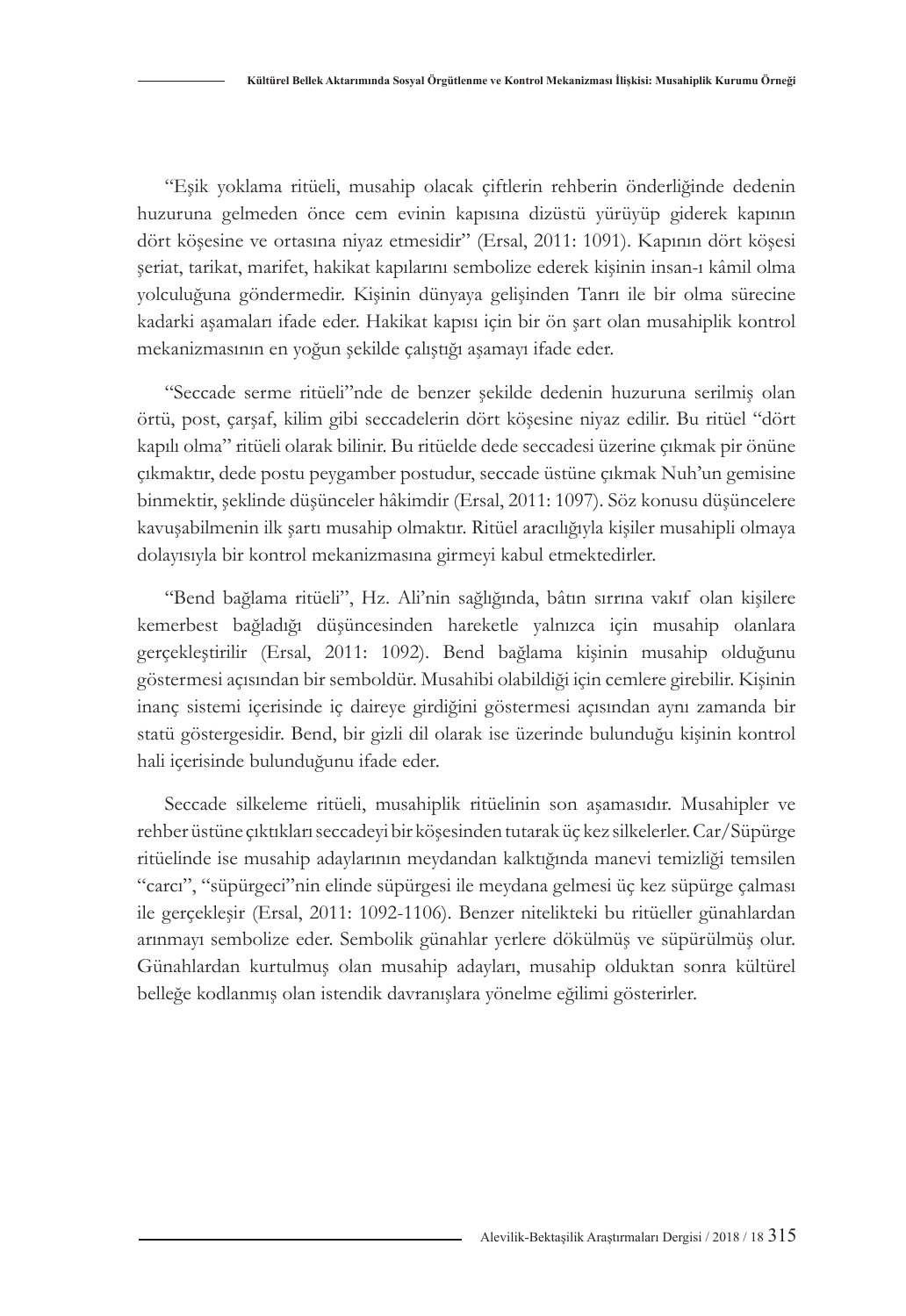"Eşik yoklama ritüeli, musahip olacak çiftlerin rehberin önderliğinde dedenin huzuruna gelmeden önce cem evinin kapısına dizüstü yürüyüp giderek kapının dört köşesine ve ortasına niyaz etmesidir" (Ersal, 2011: 1091). Kapının dört köşesi şeriat, tarikat, marifet, hakikat kapılarını sembolize ederek kişinin insan-ı kâmil olma yolculuğuna göndermedir. Kişinin dünyaya gelişinden Tanrı ile bir olma sürecine kadarki aşamaları ifade eder. Hakikat kapısı için bir ön şart olan musahiplik kontrol mekanizmasının en yoğun şekilde çalıştığı aşamayı ifade eder.

"Seccade serme ritüeli"nde de benzer şekilde dedenin huzuruna serilmiş olan örtü, post, çarşaf, kilim gibi seccadelerin dört köşesine niyaz edilir. Bu ritüel "dört kapılı olma" ritüeli olarak bilinir. Bu ritüelde dede seccadesi üzerine çıkmak pir önüne çıkmaktır, dede postu peygamber postudur, seccade üstüne çıkmak Nuh'un gemisine binmektir, şeklinde düşünceler hâkimdir (Ersal, 2011: 1097). Söz konusu düşüncelere kavuşabilmenin ilk şartı musahip olmaktır. Ritüel aracılığıyla kişiler musahipli olmaya dolayısıyla bir kontrol mekanizmasına girmeyi kabul etmektedirler.

"Bend bağlama ritüeli", Hz. Ali'nin sağlığında, bâtın sırrına vakıf olan kişilere kemerbest bağladığı düşüncesinden hareketle yalnızca için musahip olanlara gerçekleştirilir (Ersal, 2011: 1092). Bend bağlama kişinin musahip olduğunu göstermesi açısından bir semboldür. Musahibi olabildiği için cemlere girebilir. Kişinin inanç sistemi içerisinde iç daireye girdiğini göstermesi açısından aynı zamanda bir statü göstergesidir. Bend, bir gizli dil olarak ise üzerinde bulunduğu kişinin kontrol hali içerisinde bulunduğunu ifade eder.

Seccade silkeleme ritüeli, musahiplik ritüelinin son aşamasıdır. Musahipler ve rehber üstüne çıktıkları seccadeyi bir köşesinden tutarak üç kez silkelerler. Car/Süpürge ritüelinde ise musahip adaylarının meydandan kalktığında manevi temizliği temsilen "carcı", "süpürgeci"nin elinde süpürgesi ile meydana gelmesi üç kez süpürge çalması ile gerçekleşir (Ersal, 2011: 1092-1106). Benzer nitelikteki bu ritüeller günahlardan arınmayı sembolize eder. Sembolik günahlar yerlere dökülmüş ve süpürülmüş olur. Günahlardan kurtulmuş olan musahip adayları, musahip olduktan sonra kültürel belleğe kodlanmış olan istendik davranışlara yönelme eğilimi gösterirler.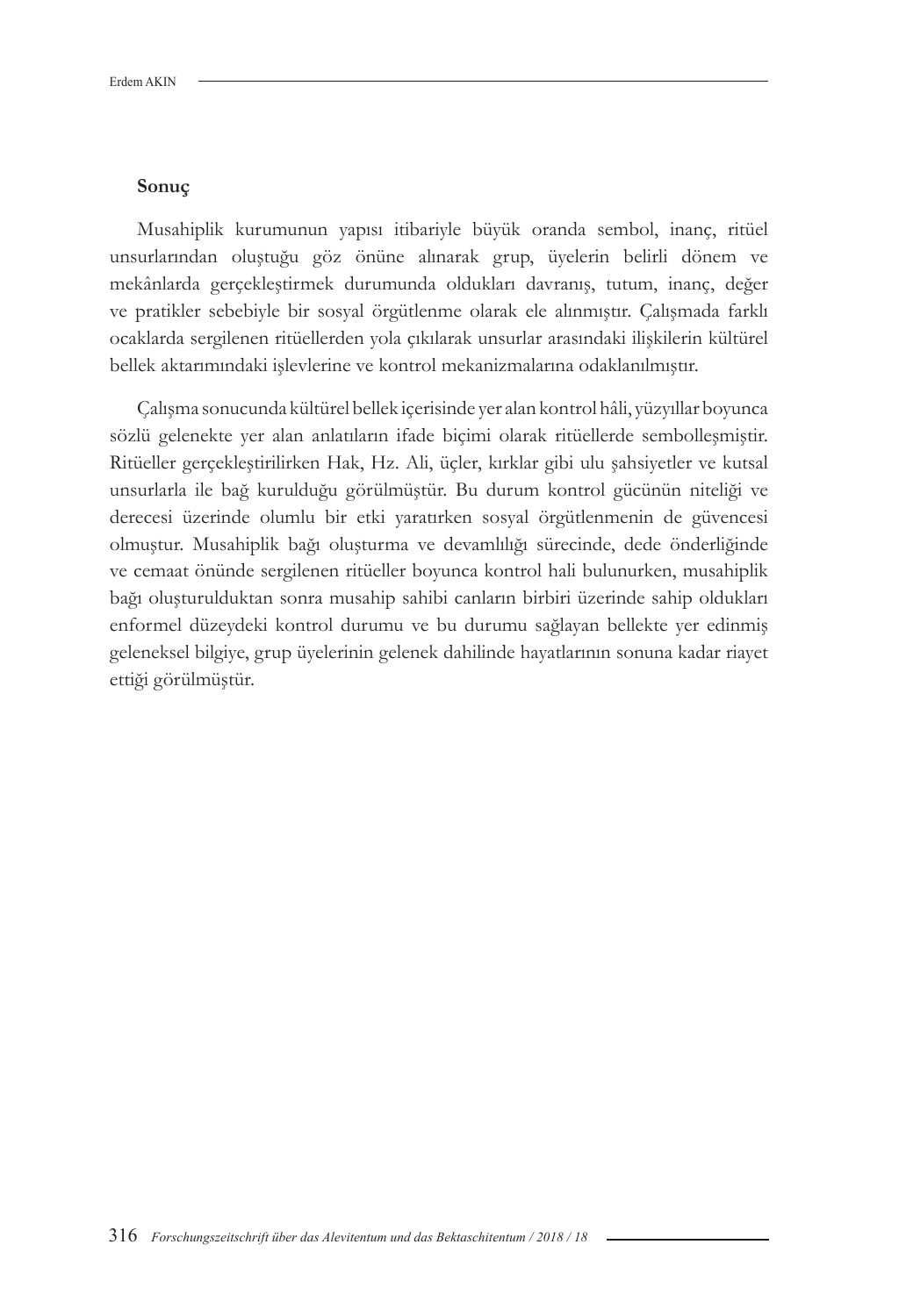## Sonuç

Musahiplik kurumunun yapısı itibariyle büyük oranda sembol, inanç, ritüel unsurlarından oluştuğu göz önüne alınarak grup, üyelerin belirli dönem ve mekânlarda gerçekleştirmek durumunda oldukları davranış, tutum, inanç, değer ve pratikler sebebiyle bir sosyal örgütlenme olarak ele alınmıştır. Çalışmada farklı ocaklarda sergilenen ritüellerden yola çıkılarak unsurlar arasındaki ilişkilerin kültürel bellek aktarımındaki işlevlerine ve kontrol mekanizmalarına odaklanılmıştır.

Çalışma sonucunda kültürel bellek içerisinde yer alan kontrol hâli, yüzyıllar boyunca sözlü gelenekte yer alan anlatıların ifade biçimi olarak ritüellerde sembolleşmiştir. Ritüeller gerçekleştirilirken Hak, Hz. Ali, üçler, kırklar gibi ulu şahsiyetler ve kutsal unsurlarla ile bağ kurulduğu görülmüştür. Bu durum kontrol gücünün niteliği ve derecesi üzerinde olumlu bir etki yaratırken sosyal örgütlenmenin de güvencesi olmuştur. Musahiplik bağı oluşturma ve devamlılığı sürecinde, dede önderliğinde ve cemaat önünde sergilenen ritüeller boyunca kontrol hali bulunurken, musahiplik bağı oluşturulduktan sonra musahip sahibi canların birbiri üzerinde sahip oldukları enformel düzeydeki kontrol durumu ve bu durumu sağlayan bellekte yer edinmiş geleneksel bilgiye, grup üyelerinin gelenek dahilinde hayatlarının sonuna kadar riayet ettiği görülmüştür.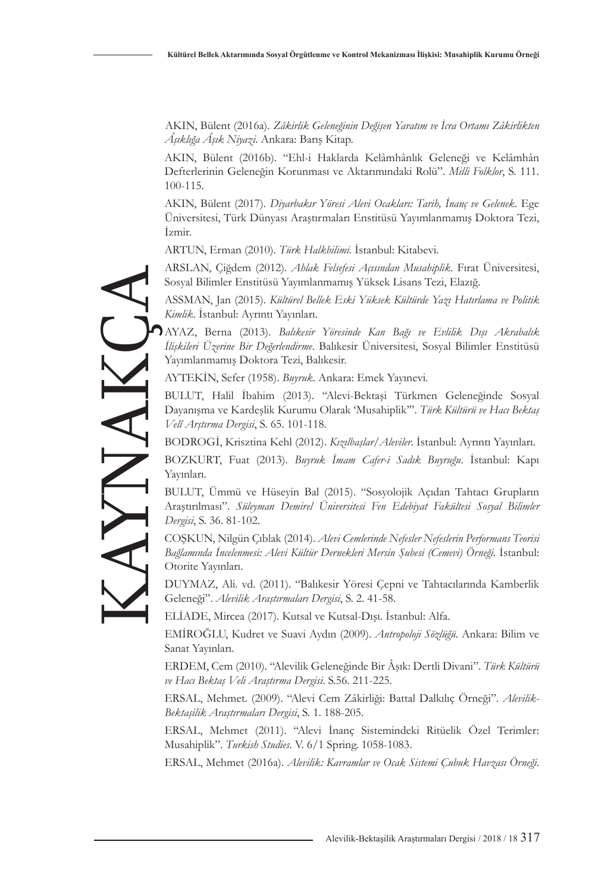# KAYNAKÇA

AKIN, Bülent (2016a). *Zâkirlik Geleneğinin Değişen Yaratım ve İcra Ortamı Zâkirlikten Âşıklığa Âşık Niyazi*. Ankara: Barış Kitap.

AKIN, Bülent (2016b). "Ehl-i Haklarda Kelâmhânlık Geleneği ve Kelâmhân Defterlerinin Geleneğin Korunması ve Aktarımındaki Rolü". *Milli Folklor*, S. 111. 100-115.

AKIN, Bülent (2017). *Diyarbakır Yöresi Alevi Ocakları: Tarih, İnanç ve Gelenek*. Ege Üniversitesi, Türk Dünyası Araştırmaları Enstitüsü Yayımlanmamış Doktora Tezi, İzmir.

ARTUN, Erman (2010). *Türk Halkbilimi*. İstanbul: Kitabevi.

ARSLAN, Çiğdem (2012). *Ahlak Felsefesi Açısından Musahiplik*. Fırat Üniversitesi, Sosyal Bilimler Enstitüsü Yayımlanmamış Yüksek Lisans Tezi, Elazığ.

ASSMAN, Jan (2015). *Kültürel Bellek Eski Yüksek Kültürde Yazı Hatırlama ve Politik Kimlik*. İstanbul: Ayrıntı Yayınları.

AYAZ, Berna (2013). *Balıkesir Yöresinde Kan Bağı ve Evlilik Dışı Akrabalık İlişkileri Üzerine Bir Değerlendirme*. Balıkesir Üniversitesi, Sosyal Bilimler Enstitüsü Yayımlanmamış Doktora Tezi, Balıkesir.

AYTEKİN, Sefer (1958). *Buyruk*. Ankara: Emek Yayınevi.

BULUT, Halil İbahim (2013). "Alevi-Bektaşi Türkmen Geleneğinde Sosyal Dayanışma ve Kardeşlik Kurumu Olarak 'Musahiplik'". *Türk Kültürü ve Hacı Bektaş Veli Arştırma Dergisi*, S. 65. 101-118.

BODROGİ, Krisztina Kehl (2012). *Kızılbaşlar/Aleviler*. İstanbul: Ayrıntı Yayınları.

BOZKURT, Fuat (2013). *Buyruk İmam Cafer-i Sadık Buyruğu*. İstanbul: Kapı Yayınları.

BULUT, Ümmü ve Hüseyin Bal (2015). "Sosyolojik Açıdan Tahtacı Grupların Araştırılması". *Süleyman Demirel Üniversitesi Fen Edebiyat Fakültesi Sosyal Bilimler Dergisi*, S. 36. 81-102.

COŞKUN, Nilgün Çıblak (2014). *Alevi Cemlerinde Nefesler Nefeslerin Performans Teorisi Bağlamında İncelenmesi: Alevi Kültür Dernekleri Mersin Şubesi (Cemevi) Örneği*. İstanbul: Otorite Yayınları.

DUYMAZ, Ali. vd. (2011). "Balıkesir Yöresi Çepni ve Tahtacılarında Kamberlik Geleneği". *Alevilik Araştırmaları Dergisi*, S. 2. 41-58.

ELİADE, Mircea (2017). Kutsal ve Kutsal-Dışı. İstanbul: Alfa.

EMİROĞLU, Kudret ve Suavi Aydın (2009). *Antropoloji Sözlüğü*. Ankara: Bilim ve Sanat Yayınları.

ERDEM, Cem (2010). "Alevilik Geleneğinde Bir Âşık: Dertli Divani". *Türk Kültürü ve Hacı Bektaş Veli Araştırma Dergisi*. S.56. 211-225.

ERSAL, Mehmet. (2009). "Alevi Cem Zâkirliği: Battal Dalkılıç Örneği". *Alevilik-Bektaşilik Araştırmaları Dergisi*, S. 1. 188-205.

ERSAL, Mehmet (2011). "Alevi İnanç Sistemindeki Ritüelik Özel Terimler: Musahiplik". *Turkish Studies*. V. 6/1 Spring. 1058-1083.

ERSAL, Mehmet (2016a). *Alevilik: Kavramlar ve Ocak Sistemi Çubuk Havzası Örneği*.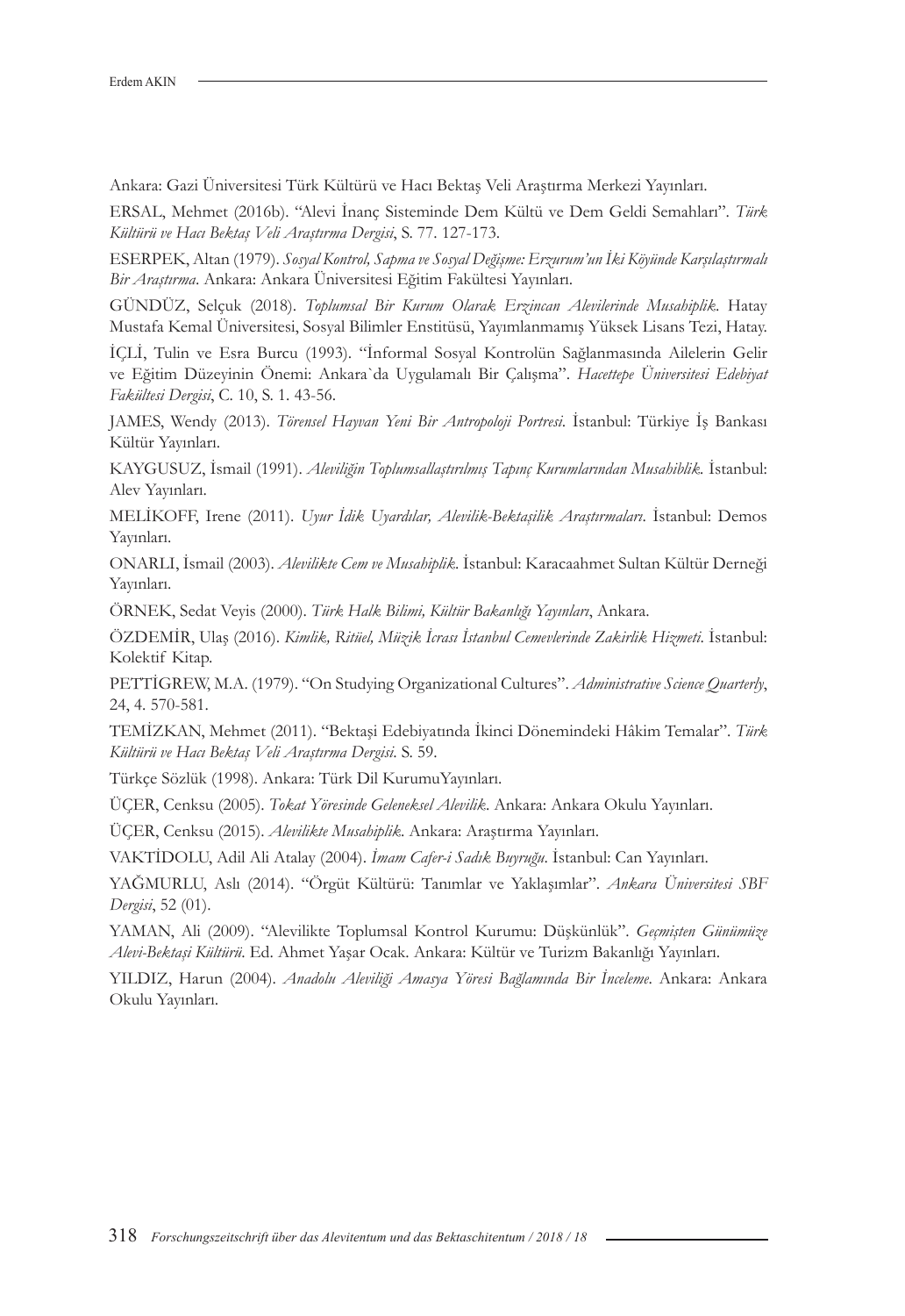Ankara: Gazi Üniversitesi Türk Kültürü ve Hacı Bektaş Veli Araştırma Merkezi Yayınları.

ERSAL, Mehmet (2016b). "Alevi İnanç Sisteminde Dem Kültü ve Dem Geldi Semahları". *Türk Kültürü ve Hacı Bektaş Veli Araştırma Dergisi*, S. 77. 127-173.

ESERPEK, Altan (1979). *Sosyal Kontrol, Sapma ve Sosyal Değişme: Erzurum'un İki Köyünde Karşılaştırmalı Bir Araştırma*. Ankara: Ankara Üniversitesi Eğitim Fakültesi Yayınları.

GÜNDÜZ, Selçuk (2018). *Toplumsal Bir Kurum Olarak Erzincan Alevilerinde Musahiplik*. Hatay Mustafa Kemal Üniversitesi, Sosyal Bilimler Enstitüsü, Yayımlanmamış Yüksek Lisans Tezi, Hatay.

İÇLİ, Tulin ve Esra Burcu (1993). "İnformal Sosyal Kontrolün Sağlanmasında Ailelerin Gelir ve Eğitim Düzeyinin Önemi: Ankara`da Uygulamalı Bir Çalışma". *Hacettepe Üniversitesi Edebiyat Fakültesi Dergisi*, C. 10, S. 1. 43-56.

JAMES, Wendy (2013). *Törensel Hayvan Yeni Bir Antropoloji Portresi*. İstanbul: Türkiye İş Bankası Kültür Yayınları.

KAYGUSUZ, İsmail (1991). *Aleviliğin Toplumsallaştırılmış Tapınç Kurumlarından Musahiblik*. İstanbul: Alev Yayınları.

MELİKOFF, Irene (2011). *Uyur İdik Uyardılar, Alevilik-Bektaşilik Araştırmaları*. İstanbul: Demos Yayınları.

ONARLI, İsmail (2003). *Alevilikte Cem ve Musahiplik*. İstanbul: Karacaahmet Sultan Kültür Derneği Yayınları.

ÖRNEK, Sedat Veyis (2000). *Türk Halk Bilimi, Kültür Bakanlığı Yayınları*, Ankara.

ÖZDEMİR, Ulaş (2016). *Kimlik, Ritüel, Müzik İcrası İstanbul Cemevlerinde Zakirlik Hizmeti*. İstanbul: Kolektif Kitap.

PETTİGREW, M.A. (1979). "On Studying Organizational Cultures". *Administrative Science Quarterly*, 24, 4. 570-581.

TEMİZKAN, Mehmet (2011). "Bektaşi Edebiyatında İkinci Dönemindeki Hâkim Temalar". *Türk Kültürü ve Hacı Bektaş Veli Araştırma Dergisi*. S. 59.

Türkçe Sözlük (1998). Ankara: Türk Dil KurumuYayınları.

ÜÇER, Cenksu (2005). *Tokat Yöresinde Geleneksel Alevilik*. Ankara: Ankara Okulu Yayınları.

ÜÇER, Cenksu (2015). *Alevilikte Musahiplik*. Ankara: Araştırma Yayınları.

VAKTİDOLU, Adil Ali Atalay (2004). *İmam Cafer-i Sadık Buyruğu*. İstanbul: Can Yayınları.

YAĞMURLU, Aslı (2014). "Örgüt Kültürü: Tanımlar ve Yaklaşımlar". *Ankara Üniversitesi SBF Dergisi*, 52 (01).

YAMAN, Ali (2009). "Alevilikte Toplumsal Kontrol Kurumu: Düşkünlük". *Geçmişten Günümüze Alevi-Bektaşi Kültürü*. Ed. Ahmet Yaşar Ocak. Ankara: Kültür ve Turizm Bakanlığı Yayınları.

YILDIZ, Harun (2004). *Anadolu Aleviliği Amasya Yöresi Bağlamında Bir İnceleme*. Ankara: Ankara Okulu Yayınları.